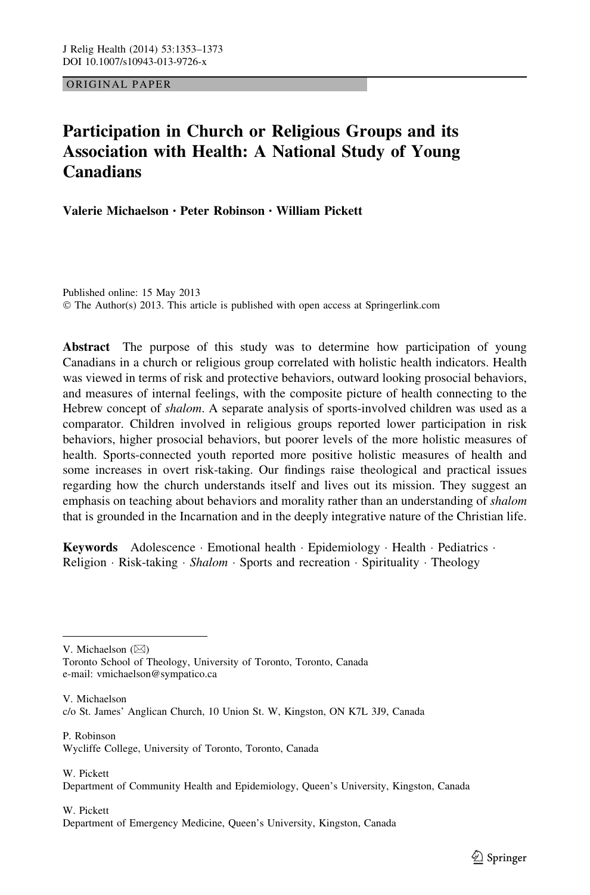ORIGINAL PAPER

# Participation in Church or Religious Groups and its Association with Health: A National Study of Young Canadians

**Valerie Michaelson · Peter Robinson · William Pickett**

Published online: 15 May 2013
© The Author(s) 2013. This article is published with open access at Springerlink.com

**Abstract** The purpose of this study was to determine how participation of young Canadians in a church or religious group correlated with holistic health indicators. Health was viewed in terms of risk and protective behaviors, outward looking prosocial behaviors, and measures of internal feelings, with the composite picture of health connecting to the Hebrew concept of *shalom*. A separate analysis of sports-involved children was used as a comparator. Children involved in religious groups reported lower participation in risk behaviors, higher prosocial behaviors, but poorer levels of the more holistic measures of health. Sports-connected youth reported more positive holistic measures of health and some increases in overt risk-taking. Our findings raise theological and practical issues regarding how the church understands itself and lives out its mission. They suggest an emphasis on teaching about behaviors and morality rather than an understanding of *shalom* that is grounded in the Incarnation and in the deeply integrative nature of the Christian life.

**Keywords** Adolescence · Emotional health · Epidemiology · Health · Pediatrics · Religion · Risk-taking · *Shalom* · Sports and recreation · Spirituality · Theology

---

V. Michaelson (✉)
Toronto School of Theology, University of Toronto, Toronto, Canada
e-mail: vmichaelson@sympatico.ca

V. Michaelson
c/o St. James' Anglican Church, 10 Union St. W, Kingston, ON K7L 3J9, Canada

P. Robinson
Wycliffe College, University of Toronto, Toronto, Canada

W. Pickett
Department of Community Health and Epidemiology, Queen's University, Kingston, Canada

W. Pickett
Department of Emergency Medicine, Queen's University, Kingston, Canada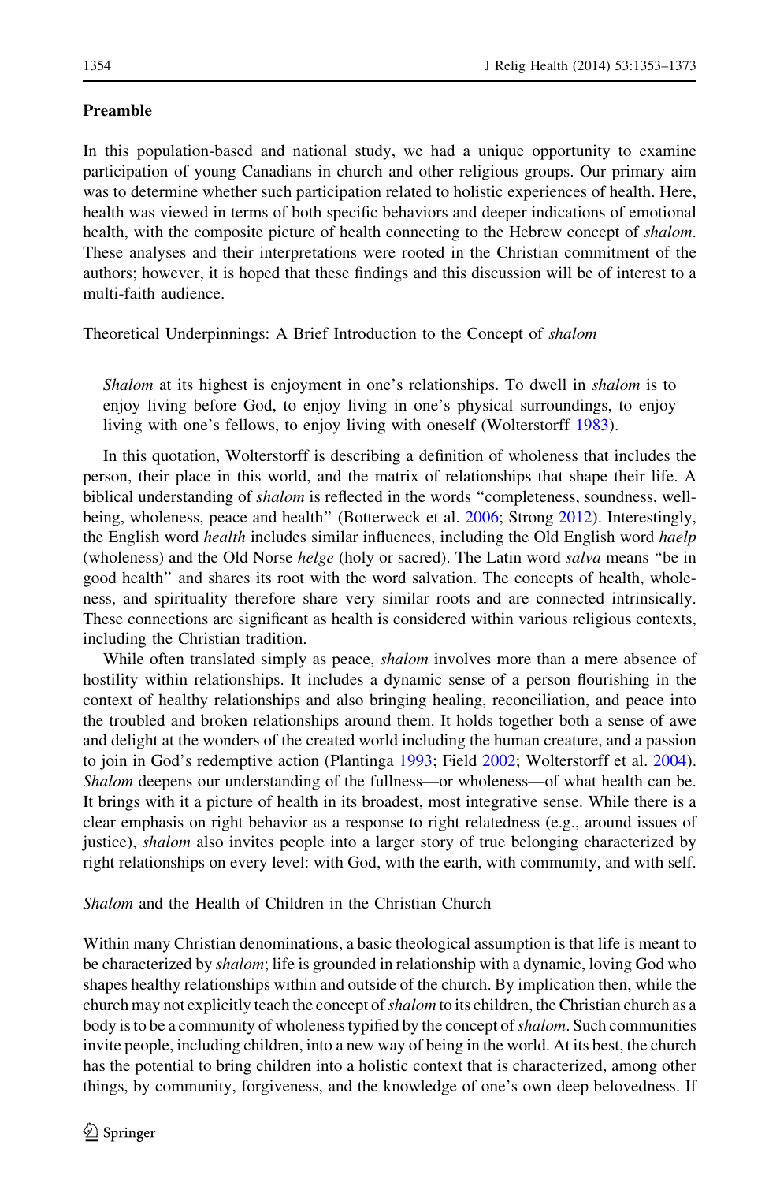## Preamble

In this population-based and national study, we had a unique opportunity to examine participation of young Canadians in church and other religious groups. Our primary aim was to determine whether such participation related to holistic experiences of health. Here, health was viewed in terms of both specific behaviors and deeper indications of emotional health, with the composite picture of health connecting to the Hebrew concept of *shalom*. These analyses and their interpretations were rooted in the Christian commitment of the authors; however, it is hoped that these findings and this discussion will be of interest to a multi-faith audience.

### Theoretical Underpinnings: A Brief Introduction to the Concept of *shalom*

> *Shalom* at its highest is enjoyment in one's relationships. To dwell in *shalom* is to enjoy living before God, to enjoy living in one's physical surroundings, to enjoy living with one's fellows, to enjoy living with oneself (Wolterstorff 1983).

In this quotation, Wolterstorff is describing a definition of wholeness that includes the person, their place in this world, and the matrix of relationships that shape their life. A biblical understanding of *shalom* is reflected in the words "completeness, soundness, well-being, wholeness, peace and health" (Botterweck et al. 2006; Strong 2012). Interestingly, the English word *health* includes similar influences, including the Old English word *haelp* (wholeness) and the Old Norse *helge* (holy or sacred). The Latin word *salva* means "be in good health" and shares its root with the word salvation. The concepts of health, wholeness, and spirituality therefore share very similar roots and are connected intrinsically. These connections are significant as health is considered within various religious contexts, including the Christian tradition.

While often translated simply as peace, *shalom* involves more than a mere absence of hostility within relationships. It includes a dynamic sense of a person flourishing in the context of healthy relationships and also bringing healing, reconciliation, and peace into the troubled and broken relationships around them. It holds together both a sense of awe and delight at the wonders of the created world including the human creature, and a passion to join in God's redemptive action (Plantinga 1993; Field 2002; Wolterstorff et al. 2004). *Shalom* deepens our understanding of the fullness—or wholeness—of what health can be. It brings with it a picture of health in its broadest, most integrative sense. While there is a clear emphasis on right behavior as a response to right relatedness (e.g., around issues of justice), *shalom* also invites people into a larger story of true belonging characterized by right relationships on every level: with God, with the earth, with community, and with self.

### *Shalom* and the Health of Children in the Christian Church

Within many Christian denominations, a basic theological assumption is that life is meant to be characterized by *shalom*; life is grounded in relationship with a dynamic, loving God who shapes healthy relationships within and outside of the church. By implication then, while the church may not explicitly teach the concept of *shalom* to its children, the Christian church as a body is to be a community of wholeness typified by the concept of *shalom*. Such communities invite people, including children, into a new way of being in the world. At its best, the church has the potential to bring children into a holistic context that is characterized, among other things, by community, forgiveness, and the knowledge of one's own deep belovedness. If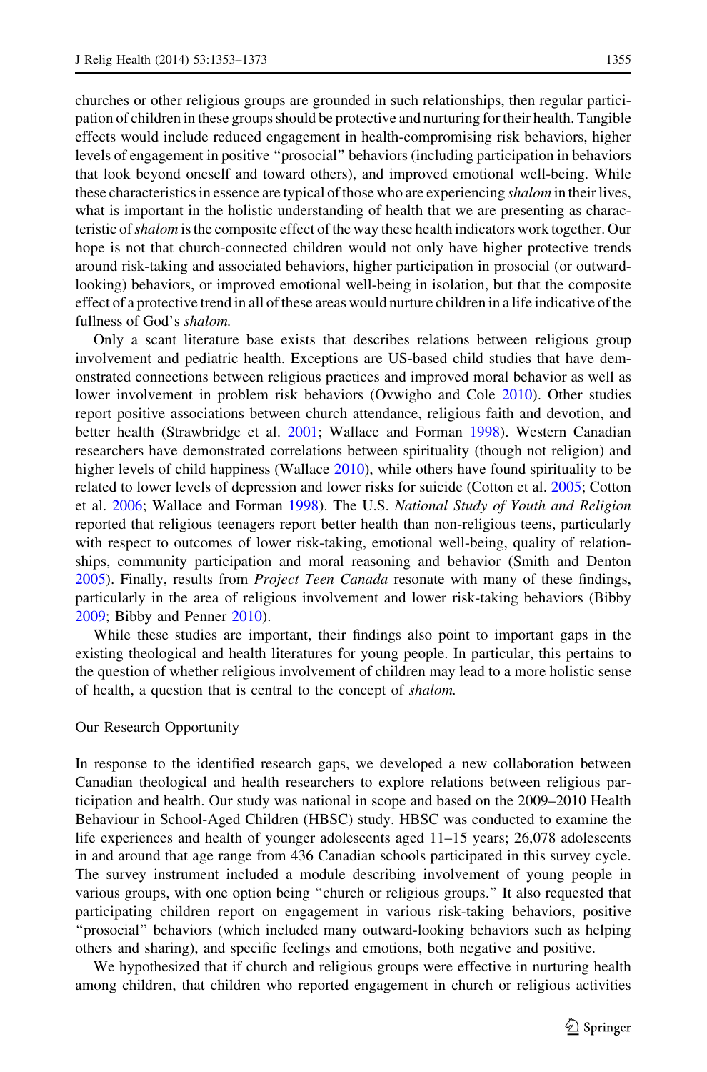churches or other religious groups are grounded in such relationships, then regular participation of children in these groups should be protective and nurturing for their health. Tangible effects would include reduced engagement in health-compromising risk behaviors, higher levels of engagement in positive "prosocial" behaviors (including participation in behaviors that look beyond oneself and toward others), and improved emotional well-being. While these characteristics in essence are typical of those who are experiencing *shalom* in their lives, what is important in the holistic understanding of health that we are presenting as characteristic of *shalom* is the composite effect of the way these health indicators work together. Our hope is not that church-connected children would not only have higher protective trends around risk-taking and associated behaviors, higher participation in prosocial (or outward-looking) behaviors, or improved emotional well-being in isolation, but that the composite effect of a protective trend in all of these areas would nurture children in a life indicative of the fullness of God's *shalom.*

Only a scant literature base exists that describes relations between religious group involvement and pediatric health. Exceptions are US-based child studies that have demonstrated connections between religious practices and improved moral behavior as well as lower involvement in problem risk behaviors (Ovwigho and Cole 2010). Other studies report positive associations between church attendance, religious faith and devotion, and better health (Strawbridge et al. 2001; Wallace and Forman 1998). Western Canadian researchers have demonstrated correlations between spirituality (though not religion) and higher levels of child happiness (Wallace 2010), while others have found spirituality to be related to lower levels of depression and lower risks for suicide (Cotton et al. 2005; Cotton et al. 2006; Wallace and Forman 1998). The U.S. *National Study of Youth and Religion* reported that religious teenagers report better health than non-religious teens, particularly with respect to outcomes of lower risk-taking, emotional well-being, quality of relationships, community participation and moral reasoning and behavior (Smith and Denton 2005). Finally, results from *Project Teen Canada* resonate with many of these findings, particularly in the area of religious involvement and lower risk-taking behaviors (Bibby 2009; Bibby and Penner 2010).

While these studies are important, their findings also point to important gaps in the existing theological and health literatures for young people. In particular, this pertains to the question of whether religious involvement of children may lead to a more holistic sense of health, a question that is central to the concept of *shalom.*

## Our Research Opportunity

In response to the identified research gaps, we developed a new collaboration between Canadian theological and health researchers to explore relations between religious participation and health. Our study was national in scope and based on the 2009–2010 Health Behaviour in School-Aged Children (HBSC) study. HBSC was conducted to examine the life experiences and health of younger adolescents aged 11–15 years; 26,078 adolescents in and around that age range from 436 Canadian schools participated in this survey cycle. The survey instrument included a module describing involvement of young people in various groups, with one option being "church or religious groups." It also requested that participating children report on engagement in various risk-taking behaviors, positive "prosocial" behaviors (which included many outward-looking behaviors such as helping others and sharing), and specific feelings and emotions, both negative and positive.

We hypothesized that if church and religious groups were effective in nurturing health among children, that children who reported engagement in church or religious activities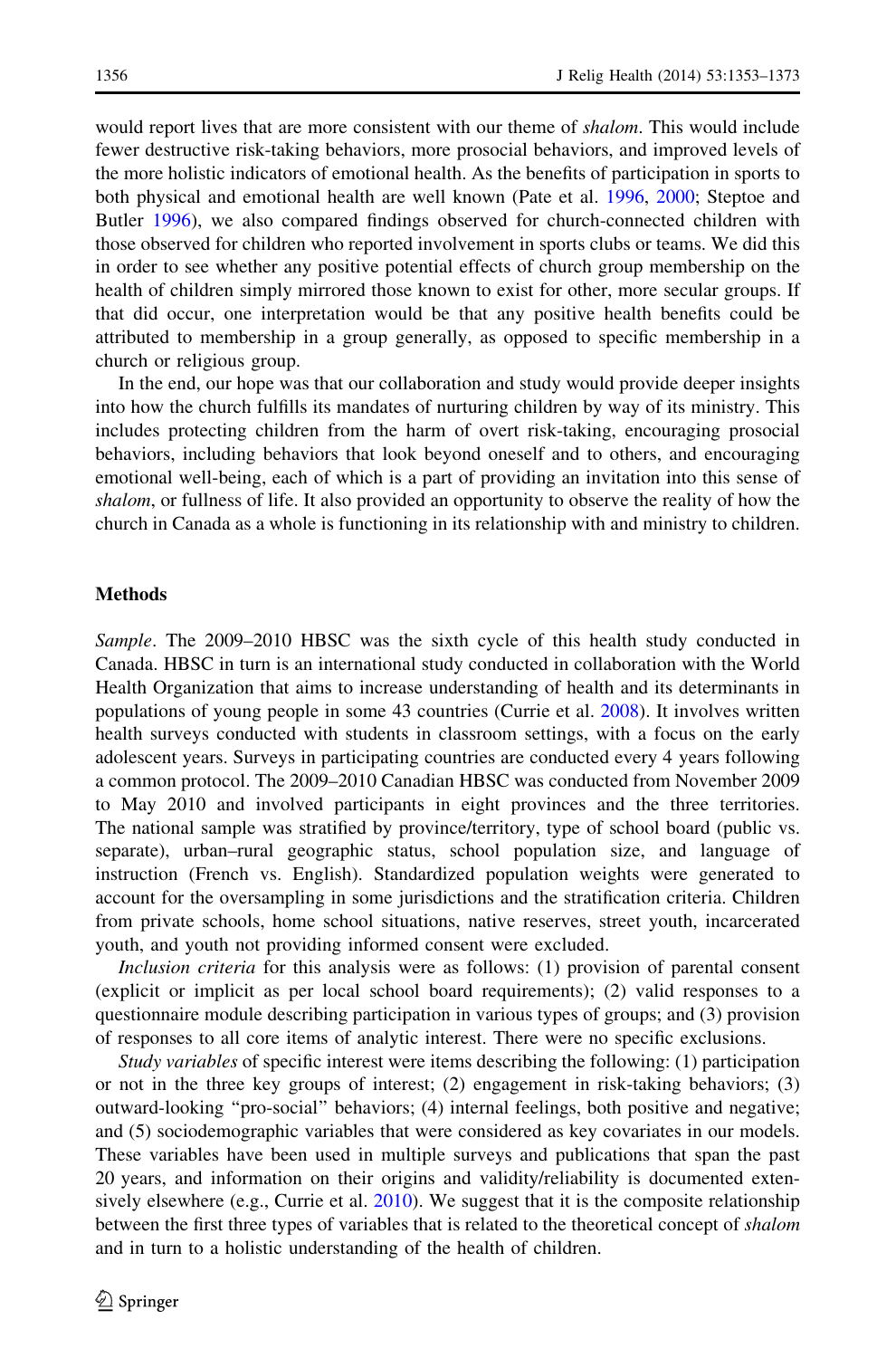would report lives that are more consistent with our theme of *shalom*. This would include fewer destructive risk-taking behaviors, more prosocial behaviors, and improved levels of the more holistic indicators of emotional health. As the benefits of participation in sports to both physical and emotional health are well known (Pate et al. 1996, 2000; Steptoe and Butler 1996), we also compared findings observed for church-connected children with those observed for children who reported involvement in sports clubs or teams. We did this in order to see whether any positive potential effects of church group membership on the health of children simply mirrored those known to exist for other, more secular groups. If that did occur, one interpretation would be that any positive health benefits could be attributed to membership in a group generally, as opposed to specific membership in a church or religious group.

In the end, our hope was that our collaboration and study would provide deeper insights into how the church fulfills its mandates of nurturing children by way of its ministry. This includes protecting children from the harm of overt risk-taking, encouraging prosocial behaviors, including behaviors that look beyond oneself and to others, and encouraging emotional well-being, each of which is a part of providing an invitation into this sense of *shalom*, or fullness of life. It also provided an opportunity to observe the reality of how the church in Canada as a whole is functioning in its relationship with and ministry to children.

## Methods

*Sample*. The 2009–2010 HBSC was the sixth cycle of this health study conducted in Canada. HBSC in turn is an international study conducted in collaboration with the World Health Organization that aims to increase understanding of health and its determinants in populations of young people in some 43 countries (Currie et al. 2008). It involves written health surveys conducted with students in classroom settings, with a focus on the early adolescent years. Surveys in participating countries are conducted every 4 years following a common protocol. The 2009–2010 Canadian HBSC was conducted from November 2009 to May 2010 and involved participants in eight provinces and the three territories. The national sample was stratified by province/territory, type of school board (public vs. separate), urban–rural geographic status, school population size, and language of instruction (French vs. English). Standardized population weights were generated to account for the oversampling in some jurisdictions and the stratification criteria. Children from private schools, home school situations, native reserves, street youth, incarcerated youth, and youth not providing informed consent were excluded.

*Inclusion criteria* for this analysis were as follows: (1) provision of parental consent (explicit or implicit as per local school board requirements); (2) valid responses to a questionnaire module describing participation in various types of groups; and (3) provision of responses to all core items of analytic interest. There were no specific exclusions.

*Study variables* of specific interest were items describing the following: (1) participation or not in the three key groups of interest; (2) engagement in risk-taking behaviors; (3) outward-looking "pro-social" behaviors; (4) internal feelings, both positive and negative; and (5) sociodemographic variables that were considered as key covariates in our models. These variables have been used in multiple surveys and publications that span the past 20 years, and information on their origins and validity/reliability is documented extensively elsewhere (e.g., Currie et al. 2010). We suggest that it is the composite relationship between the first three types of variables that is related to the theoretical concept of *shalom* and in turn to a holistic understanding of the health of children.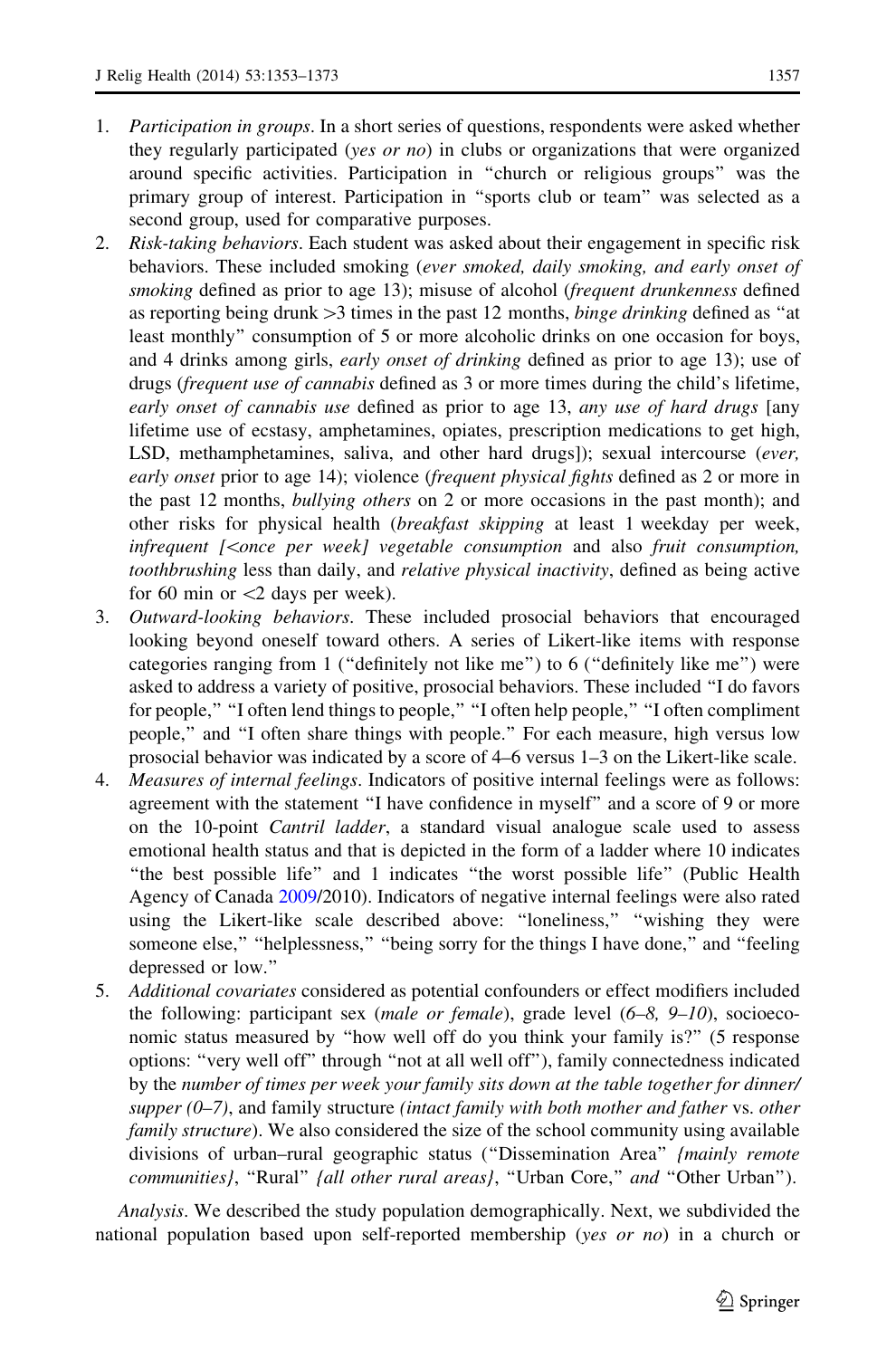1. *Participation in groups*. In a short series of questions, respondents were asked whether they regularly participated (*yes or no*) in clubs or organizations that were organized around specific activities. Participation in "church or religious groups" was the primary group of interest. Participation in "sports club or team" was selected as a second group, used for comparative purposes.
2. *Risk-taking behaviors*. Each student was asked about their engagement in specific risk behaviors. These included smoking (*ever smoked, daily smoking, and early onset of smoking* defined as prior to age 13); misuse of alcohol (*frequent drunkenness* defined as reporting being drunk >3 times in the past 12 months, *binge drinking* defined as "at least monthly" consumption of 5 or more alcoholic drinks on one occasion for boys, and 4 drinks among girls, *early onset of drinking* defined as prior to age 13); use of drugs (*frequent use of cannabis* defined as 3 or more times during the child's lifetime, *early onset of cannabis use* defined as prior to age 13, *any use of hard drugs* [any lifetime use of ecstasy, amphetamines, opiates, prescription medications to get high, LSD, methamphetamines, saliva, and other hard drugs]); sexual intercourse (*ever, early onset* prior to age 14); violence (*frequent physical fights* defined as 2 or more in the past 12 months, *bullying others* on 2 or more occasions in the past month); and other risks for physical health (*breakfast skipping* at least 1 weekday per week, *infrequent [<once per week] vegetable consumption* and also *fruit consumption, toothbrushing* less than daily, and *relative physical inactivity*, defined as being active for 60 min or <2 days per week).
3. *Outward-looking behaviors*. These included prosocial behaviors that encouraged looking beyond oneself toward others. A series of Likert-like items with response categories ranging from 1 ("definitely not like me") to 6 ("definitely like me") were asked to address a variety of positive, prosocial behaviors. These included "I do favors for people," "I often lend things to people," "I often help people," "I often compliment people," and "I often share things with people." For each measure, high versus low prosocial behavior was indicated by a score of 4–6 versus 1–3 on the Likert-like scale.
4. *Measures of internal feelings*. Indicators of positive internal feelings were as follows: agreement with the statement "I have confidence in myself" and a score of 9 or more on the 10-point *Cantril ladder*, a standard visual analogue scale used to assess emotional health status and that is depicted in the form of a ladder where 10 indicates "the best possible life" and 1 indicates "the worst possible life" (Public Health Agency of Canada 2009/2010). Indicators of negative internal feelings were also rated using the Likert-like scale described above: "loneliness," "wishing they were someone else," "helplessness," "being sorry for the things I have done," and "feeling depressed or low."
5. *Additional covariates* considered as potential confounders or effect modifiers included the following: participant sex (*male or female*), grade level (*6–8, 9–10*), socioeconomic status measured by "how well off do you think your family is?" (5 response options: "very well off" through "not at all well off"), family connectedness indicated by the *number of times per week your family sits down at the table together for dinner/supper (0–7)*, and family structure *(intact family with both mother and father* vs. *other family structure*). We also considered the size of the school community using available divisions of urban–rural geographic status ("Dissemination Area" *{mainly remote communities}*, "Rural" *{all other rural areas}*, "Urban Core," *and* "Other Urban").

*Analysis*. We described the study population demographically. Next, we subdivided the national population based upon self-reported membership (*yes or no*) in a church or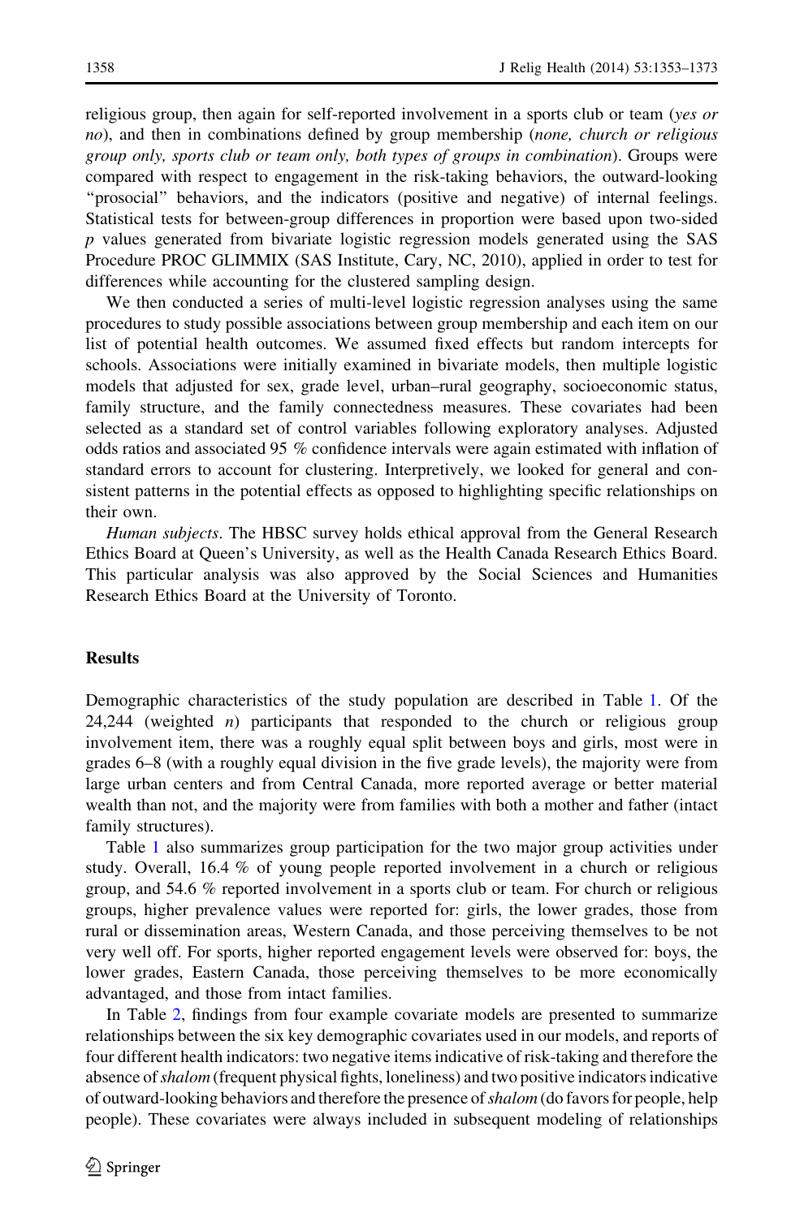religious group, then again for self-reported involvement in a sports club or team (*yes or no*), and then in combinations defined by group membership (*none, church or religious group only, sports club or team only, both types of groups in combination*). Groups were compared with respect to engagement in the risk-taking behaviors, the outward-looking "prosocial" behaviors, and the indicators (positive and negative) of internal feelings. Statistical tests for between-group differences in proportion were based upon two-sided $p$ values generated from bivariate logistic regression models generated using the SAS Procedure PROC GLIMMIX (SAS Institute, Cary, NC, 2010), applied in order to test for differences while accounting for the clustered sampling design.

We then conducted a series of multi-level logistic regression analyses using the same procedures to study possible associations between group membership and each item on our list of potential health outcomes. We assumed fixed effects but random intercepts for schools. Associations were initially examined in bivariate models, then multiple logistic models that adjusted for sex, grade level, urban–rural geography, socioeconomic status, family structure, and the family connectedness measures. These covariates had been selected as a standard set of control variables following exploratory analyses. Adjusted odds ratios and associated 95 % confidence intervals were again estimated with inflation of standard errors to account for clustering. Interpretively, we looked for general and consistent patterns in the potential effects as opposed to highlighting specific relationships on their own.

*Human subjects*. The HBSC survey holds ethical approval from the General Research Ethics Board at Queen's University, as well as the Health Canada Research Ethics Board. This particular analysis was also approved by the Social Sciences and Humanities Research Ethics Board at the University of Toronto.

## Results

Demographic characteristics of the study population are described in Table 1. Of the 24,244 (weighted $n$) participants that responded to the church or religious group involvement item, there was a roughly equal split between boys and girls, most were in grades 6–8 (with a roughly equal division in the five grade levels), the majority were from large urban centers and from Central Canada, more reported average or better material wealth than not, and the majority were from families with both a mother and father (intact family structures).

Table 1 also summarizes group participation for the two major group activities under study. Overall, 16.4 % of young people reported involvement in a church or religious group, and 54.6 % reported involvement in a sports club or team. For church or religious groups, higher prevalence values were reported for: girls, the lower grades, those from rural or dissemination areas, Western Canada, and those perceiving themselves to be not very well off. For sports, higher reported engagement levels were observed for: boys, the lower grades, Eastern Canada, those perceiving themselves to be more economically advantaged, and those from intact families.

In Table 2, findings from four example covariate models are presented to summarize relationships between the six key demographic covariates used in our models, and reports of four different health indicators: two negative items indicative of risk-taking and therefore the absence of *shalom* (frequent physical fights, loneliness) and two positive indicators indicative of outward-looking behaviors and therefore the presence of *shalom* (do favors for people, help people). These covariates were always included in subsequent modeling of relationships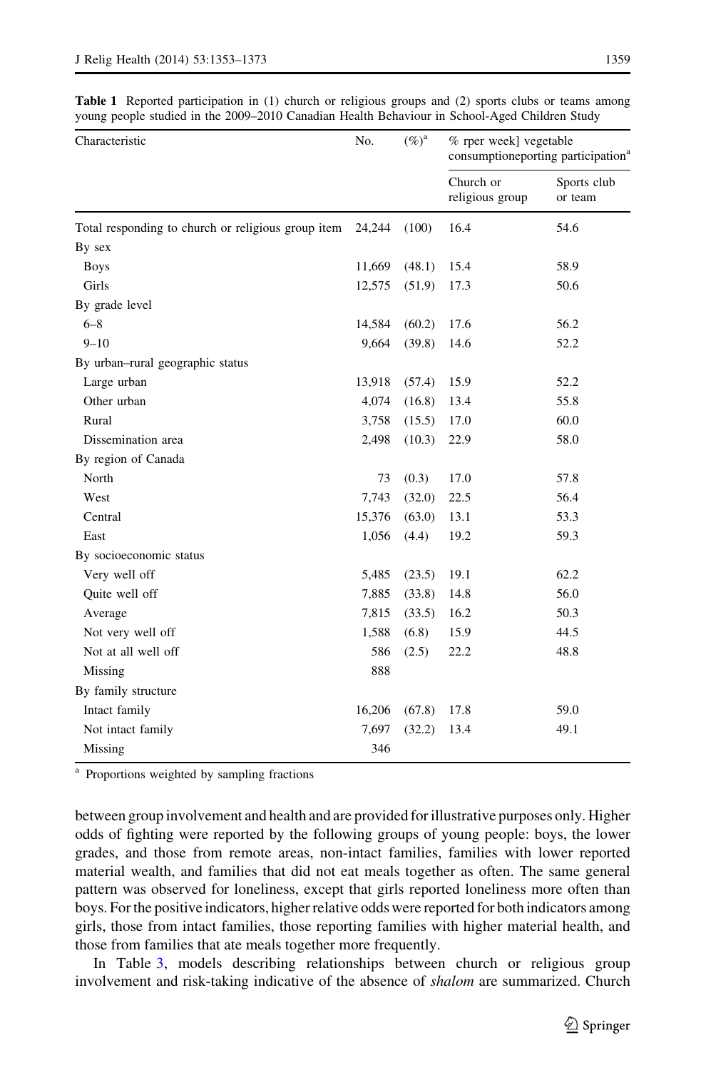**Table 1** Reported participation in (1) church or religious groups and (2) sports clubs or teams among young people studied in the 2009–2010 Canadian Health Behaviour in School-Aged Children Study

| Characteristic | No. | (%)[a] | % rper week] vegetable consumptioneporting participation[a] | |
|---|---|---|---|---|
| | | | Church or religious group | Sports club or team |
| Total responding to church or religious group item | 24,244 | (100) | 16.4 | 54.6 |
| By sex | | | | |
| Boys | 11,669 | (48.1) | 15.4 | 58.9 |
| Girls | 12,575 | (51.9) | 17.3 | 50.6 |
| By grade level | | | | |
| 6–8 | 14,584 | (60.2) | 17.6 | 56.2 |
| 9–10 | 9,664 | (39.8) | 14.6 | 52.2 |
| By urban–rural geographic status | | | | |
| Large urban | 13,918 | (57.4) | 15.9 | 52.2 |
| Other urban | 4,074 | (16.8) | 13.4 | 55.8 |
| Rural | 3,758 | (15.5) | 17.0 | 60.0 |
| Dissemination area | 2,498 | (10.3) | 22.9 | 58.0 |
| By region of Canada | | | | |
| North | 73 | (0.3) | 17.0 | 57.8 |
| West | 7,743 | (32.0) | 22.5 | 56.4 |
| Central | 15,376 | (63.0) | 13.1 | 53.3 |
| East | 1,056 | (4.4) | 19.2 | 59.3 |
| By socioeconomic status | | | | |
| Very well off | 5,485 | (23.5) | 19.1 | 62.2 |
| Quite well off | 7,885 | (33.8) | 14.8 | 56.0 |
| Average | 7,815 | (33.5) | 16.2 | 50.3 |
| Not very well off | 1,588 | (6.8) | 15.9 | 44.5 |
| Not at all well off | 586 | (2.5) | 22.2 | 48.8 |
| Missing | 888 | | | |
| By family structure | | | | |
| Intact family | 16,206 | (67.8) | 17.8 | 59.0 |
| Not intact family | 7,697 | (32.2) | 13.4 | 49.1 |
| Missing | 346 | | | |

[a] Proportions weighted by sampling fractions

between group involvement and health and are provided for illustrative purposes only. Higher odds of fighting were reported by the following groups of young people: boys, the lower grades, and those from remote areas, non-intact families, families with lower reported material wealth, and families that did not eat meals together as often. The same general pattern was observed for loneliness, except that girls reported loneliness more often than boys. For the positive indicators, higher relative odds were reported for both indicators among girls, those from intact families, those reporting families with higher material health, and those from families that ate meals together more frequently.

In Table 3, models describing relationships between church or religious group involvement and risk-taking indicative of the absence of *shalom* are summarized. Church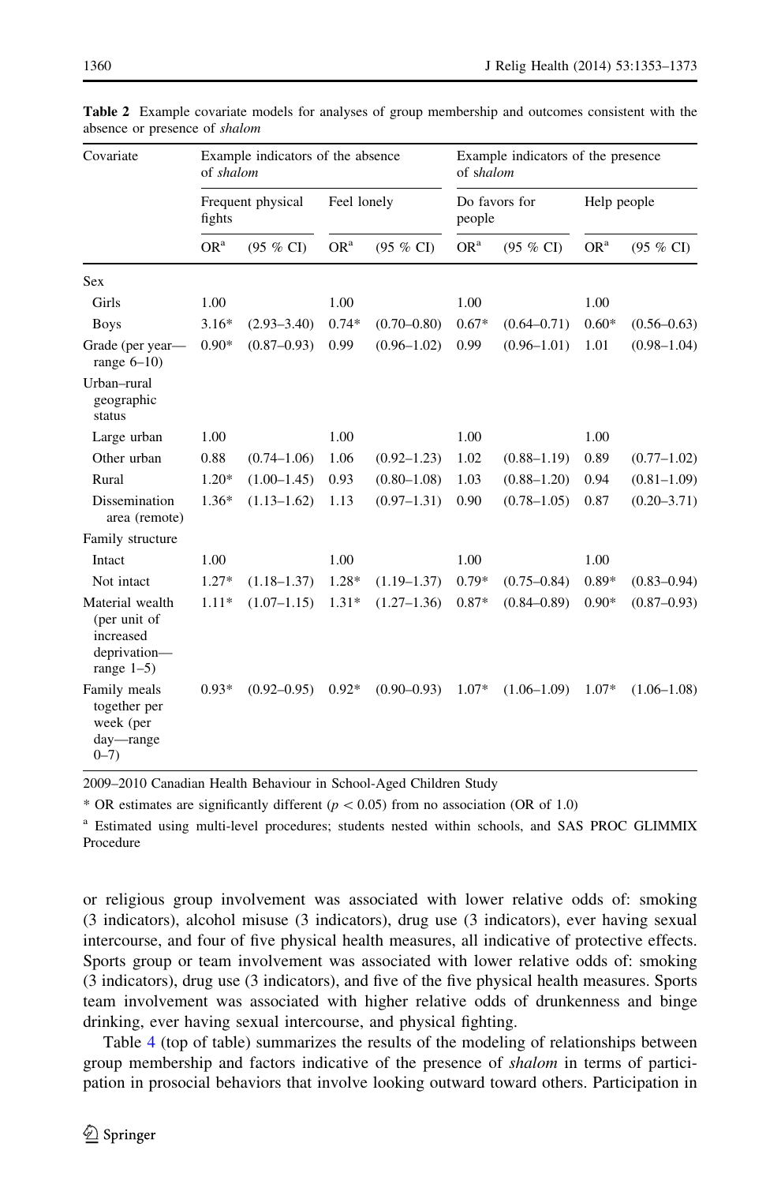**Table 2** Example covariate models for analyses of group membership and outcomes consistent with the absence or presence of *shalom*

| Covariate | Example indicators of the absence of *shalom* | | | | Example indicators of the presence of *shalom* | | | |
|---|---|---|---|---|---|---|---|---|
| | Frequent physical fights | | Feel lonely | | Do favors for people | | Help people | |
| | OR[a] | (95 % CI) | OR[a] | (95 % CI) | OR[a] | (95 % CI) | OR[a] | (95 % CI) |
| Sex | | | | | | | | |
| Girls | 1.00 | | 1.00 | | 1.00 | | 1.00 | |
| Boys | 3.16* | (2.93–3.40) | 0.74* | (0.70–0.80) | 0.67* | (0.64–0.71) | 0.60* | (0.56–0.63) |
| Grade (per year—range 6–10) | 0.90* | (0.87–0.93) | 0.99 | (0.96–1.02) | 0.99 | (0.96–1.01) | 1.01 | (0.98–1.04) |
| Urban–rural geographic status | | | | | | | | |
| Large urban | 1.00 | | 1.00 | | 1.00 | | 1.00 | |
| Other urban | 0.88 | (0.74–1.06) | 1.06 | (0.92–1.23) | 1.02 | (0.88–1.19) | 0.89 | (0.77–1.02) |
| Rural | 1.20* | (1.00–1.45) | 0.93 | (0.80–1.08) | 1.03 | (0.88–1.20) | 0.94 | (0.81–1.09) |
| Dissemination area (remote) | 1.36* | (1.13–1.62) | 1.13 | (0.97–1.31) | 0.90 | (0.78–1.05) | 0.87 | (0.20–3.71) |
| Family structure | | | | | | | | |
| Intact | 1.00 | | 1.00 | | 1.00 | | 1.00 | |
| Not intact | 1.27* | (1.18–1.37) | 1.28* | (1.19–1.37) | 0.79* | (0.75–0.84) | 0.89* | (0.83–0.94) |
| Material wealth (per unit of increased deprivation—range 1–5) | 1.11* | (1.07–1.15) | 1.31* | (1.27–1.36) | 0.87* | (0.84–0.89) | 0.90* | (0.87–0.93) |
| Family meals together per week (per day—range 0–7) | 0.93* | (0.92–0.95) | 0.92* | (0.90–0.93) | 1.07* | (1.06–1.09) | 1.07* | (1.06–1.08) |

2009–2010 Canadian Health Behaviour in School-Aged Children Study

\* OR estimates are significantly different ($p < 0.05$) from no association (OR of 1.0)

[a] Estimated using multi-level procedures; students nested within schools, and SAS PROC GLIMMIX Procedure

or religious group involvement was associated with lower relative odds of: smoking (3 indicators), alcohol misuse (3 indicators), drug use (3 indicators), ever having sexual intercourse, and four of five physical health measures, all indicative of protective effects. Sports group or team involvement was associated with lower relative odds of: smoking (3 indicators), drug use (3 indicators), and five of the five physical health measures. Sports team involvement was associated with higher relative odds of drunkenness and binge drinking, ever having sexual intercourse, and physical fighting.

Table 4 (top of table) summarizes the results of the modeling of relationships between group membership and factors indicative of the presence of *shalom* in terms of participation in prosocial behaviors that involve looking outward toward others. Participation in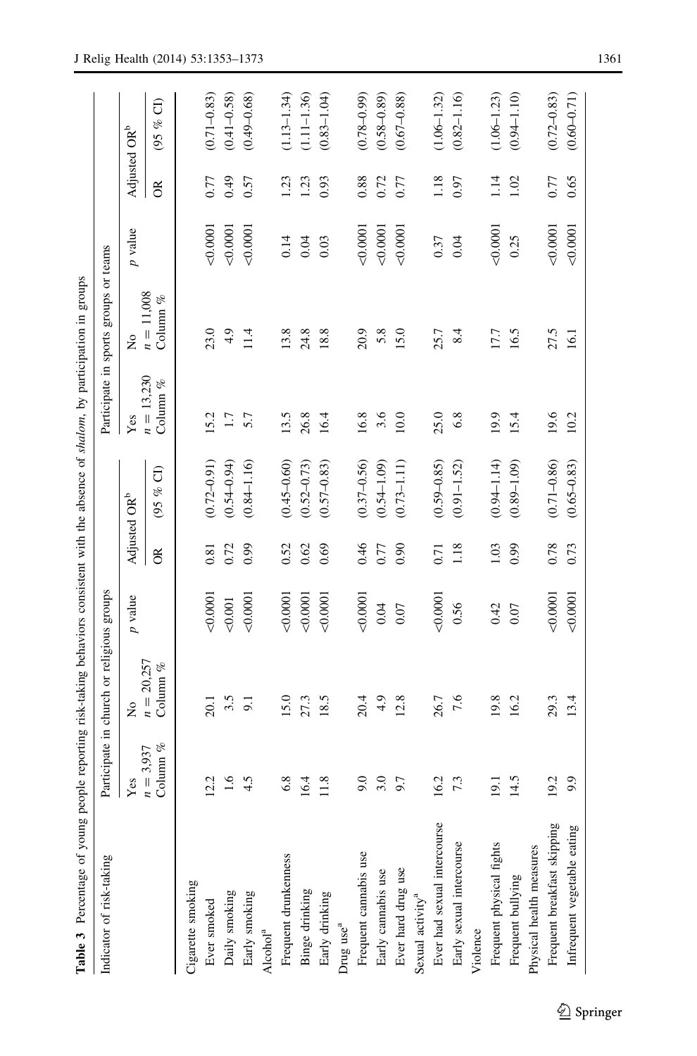**Table 3** Percentage of young people reporting risk-taking behaviors consistent with the absence of *shalom*, by participation in groups

| Indicator of risk-taking | Participate in church or religious groups | | | | | Participate in sports groups or teams | | | | |
|---|---|---|---|---|---|---|---|---|---|---|
| | Yes $n = 3{,}937$ Column % | No $n = 20{,}257$ Column % | *p* value | Adjusted OR[b] | | Yes $n = 13{,}230$ Column % | No $n = 11{,}008$ Column % | *p* value | Adjusted OR[b] | |
| | | | | OR | (95 % CI) | | | | OR | (95 % CI) |
| Cigarette smoking | | | | | | | | | | |
| Ever smoked | 12.2 | 20.1 | <0.0001 | 0.81 | (0.72–0.91) | 15.2 | 23.0 | <0.0001 | 0.77 | (0.71–0.83) |
| Daily smoking | 1.6 | 3.5 | <0.001 | 0.72 | (0.54–0.94) | 1.7 | 4.9 | <0.0001 | 0.49 | (0.41–0.58) |
| Early smoking | 4.5 | 9.1 | <0.0001 | 0.99 | (0.84–1.16) | 5.7 | 11.4 | <0.0001 | 0.57 | (0.49–0.68) |
| Alcohol[a] | | | | | | | | | | |
| Frequent drunkenness | 6.8 | 15.0 | <0.0001 | 0.52 | (0.45–0.60) | 13.5 | 13.8 | 0.14 | 1.23 | (1.13–1.34) |
| Binge drinking | 16.4 | 27.3 | <0.0001 | 0.62 | (0.52–0.73) | 26.8 | 24.8 | 0.04 | 1.23 | (1.11–1.36) |
| Early drinking | 11.8 | 18.5 | <0.0001 | 0.69 | (0.57–0.83) | 16.4 | 18.8 | 0.03 | 0.93 | (0.83–1.04) |
| Drug use[a] | | | | | | | | | | |
| Frequent cannabis use | 9.0 | 20.4 | <0.0001 | 0.46 | (0.37–0.56) | 16.8 | 20.9 | <0.0001 | 0.88 | (0.78–0.99) |
| Early cannabis use | 3.0 | 4.9 | 0.04 | 0.77 | (0.54–1.09) | 3.6 | 5.8 | <0.0001 | 0.72 | (0.58–0.89) |
| Ever hard drug use | 9.7 | 12.8 | 0.07 | 0.90 | (0.73–1.11) | 10.0 | 15.0 | <0.0001 | 0.77 | (0.67–0.88) |
| Sexual activity[a] | | | | | | | | | | |
| Ever had sexual intercourse | 16.2 | 26.7 | <0.0001 | 0.71 | (0.59–0.85) | 25.0 | 25.7 | 0.37 | 1.18 | (1.06–1.32) |
| Early sexual intercourse | 7.3 | 7.6 | 0.56 | 1.18 | (0.91–1.52) | 6.8 | 8.4 | 0.04 | 0.97 | (0.82–1.16) |
| Violence | | | | | | | | | | |
| Frequent physical fights | 19.1 | 19.8 | 0.42 | 1.03 | (0.94–1.14) | 19.9 | 17.7 | <0.0001 | 1.14 | (1.06–1.23) |
| Frequent bullying | 14.5 | 16.2 | 0.07 | 0.99 | (0.89–1.09) | 15.4 | 16.5 | 0.25 | 1.02 | (0.94–1.10) |
| Physical health measures | | | | | | | | | | |
| Frequent breakfast skipping | 19.2 | 29.3 | <0.0001 | 0.78 | (0.71–0.86) | 19.6 | 27.5 | <0.0001 | 0.77 | (0.72–0.83) |
| Infrequent vegetable eating | 9.9 | 13.4 | <0.0001 | 0.73 | (0.65–0.83) | 10.2 | 16.1 | <0.0001 | 0.65 | (0.60–0.71) |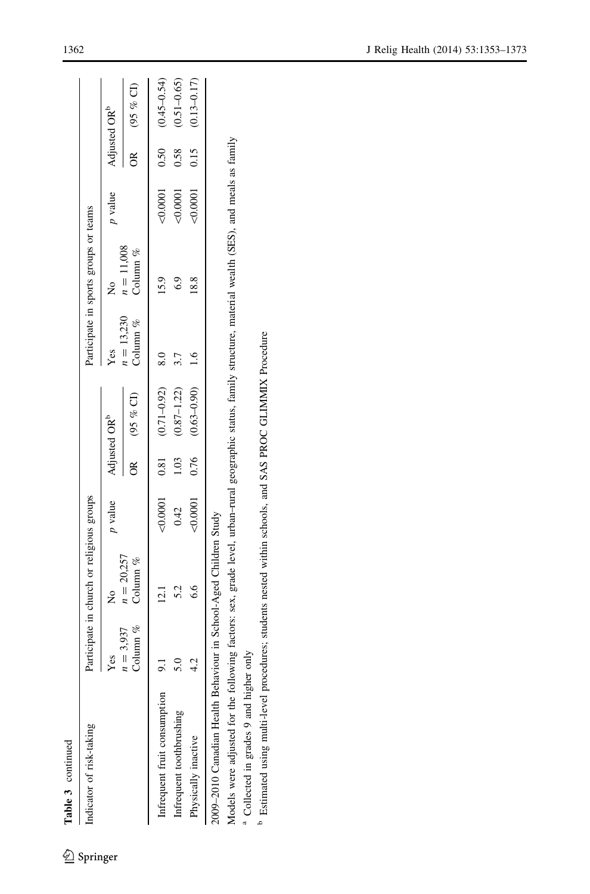**Table 3** continued

| Indicator of risk-taking | Participate in church or religious groups | | | | | Participate in sports groups or teams | | | | |
|---|---|---|---|---|---|---|---|---|---|---|
| | Yes $n = 3{,}937$ Column % | No $n = 20{,}257$ Column % | $p$ value | Adjusted OR[b] | | Yes $n = 13{,}230$ Column % | No $n = 11{,}008$ Column % | $p$ value | Adjusted OR[b] | |
| | | | | OR | (95 % CI) | | | | OR | (95 % CI) |
| Infrequent fruit consumption | 9.1 | 12.1 | <0.0001 | 0.81 | (0.71–0.92) | 8.0 | 15.9 | <0.0001 | 0.50 | (0.45–0.54) |
| Infrequent toothbrushing | 5.0 | 5.2 | 0.42 | 1.03 | (0.87–1.22) | 3.7 | 6.9 | <0.0001 | 0.58 | (0.51–0.65) |
| Physically inactive | 4.2 | 6.6 | <0.0001 | 0.76 | (0.63–0.90) | 1.6 | 18.8 | <0.0001 | 0.15 | (0.13–0.17) |

2009–2010 Canadian Health Behaviour in School-Aged Children Study

Models were adjusted for the following factors: sex, grade level, urban–rural geographic status, family structure, material wealth (SES), and meals as family

[a] Collected in grades 9 and higher only

[b] Estimated using multi-level procedures; students nested within schools, and SAS PROC GLIMMIX Procedure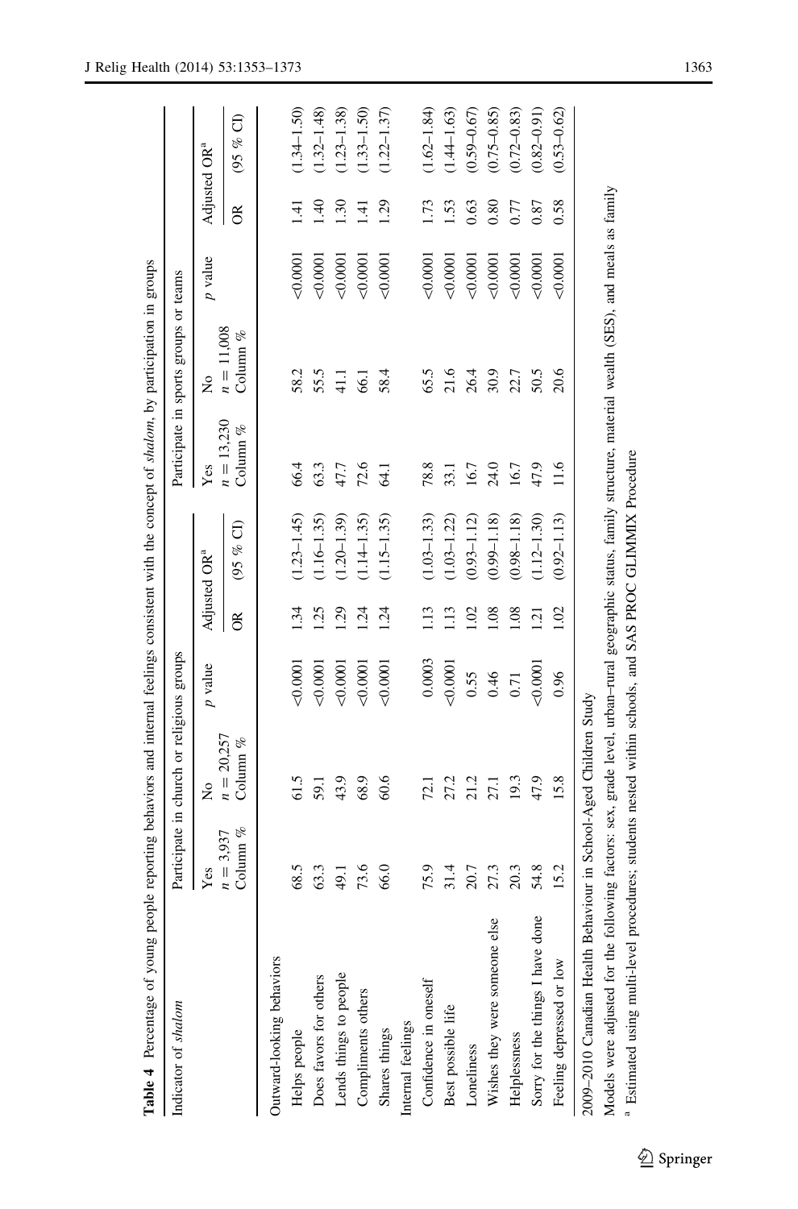**Table 4** Percentage of young people reporting behaviors and internal feelings consistent with the concept of *shalom*, by participation in groups

| Indicator of *shalom* | Participate in church or religious groups | | | | | Participate in sports groups or teams | | | | |
|---|---|---|---|---|---|---|---|---|---|---|
| | Yes | No | *p* value | Adjusted OR[a] | | Yes | No | *p* value | Adjusted OR[a] | |
| | $n = 3{,}937$ Column % | $n = 20{,}257$ Column % | | OR | (95 % CI) | $n = 13{,}230$ Column % | $n = 11{,}008$ Column % | | OR | (95 % CI) |
| Outward-looking behaviors | | | | | | | | | | |
| Helps people | 68.5 | 61.5 | <0.0001 | 1.34 | (1.23–1.45) | 66.4 | 58.2 | <0.0001 | 1.41 | (1.34–1.50) |
| Does favors for others | 63.3 | 59.1 | <0.0001 | 1.25 | (1.16–1.35) | 63.3 | 55.5 | <0.0001 | 1.40 | (1.32–1.48) |
| Lends things to people | 49.1 | 43.9 | <0.0001 | 1.29 | (1.20–1.39) | 47.7 | 41.1 | <0.0001 | 1.30 | (1.23–1.38) |
| Compliments others | 73.6 | 68.9 | <0.0001 | 1.24 | (1.14–1.35) | 72.6 | 66.1 | <0.0001 | 1.41 | (1.33–1.50) |
| Shares things | 66.0 | 60.6 | <0.0001 | 1.24 | (1.15–1.35) | 64.1 | 58.4 | <0.0001 | 1.29 | (1.22–1.37) |
| Internal feelings | | | | | | | | | | |
| Confidence in oneself | 75.9 | 72.1 | 0.0003 | 1.13 | (1.03–1.33) | 78.8 | 65.5 | <0.0001 | 1.73 | (1.62–1.84) |
| Best possible life | 31.4 | 27.2 | <0.0001 | 1.13 | (1.03–1.22) | 33.1 | 21.6 | <0.0001 | 1.53 | (1.44–1.63) |
| Loneliness | 20.7 | 21.2 | 0.55 | 1.02 | (0.93–1.12) | 16.7 | 26.4 | <0.0001 | 0.63 | (0.59–0.67) |
| Wishes they were someone else | 27.3 | 27.1 | 0.46 | 1.08 | (0.99–1.18) | 24.0 | 30.9 | <0.0001 | 0.80 | (0.75–0.85) |
| Helplessness | 20.3 | 19.3 | 0.71 | 1.08 | (0.98–1.18) | 16.7 | 22.7 | <0.0001 | 0.77 | (0.72–0.83) |
| Sorry for the things I have done | 54.8 | 47.9 | <0.0001 | 1.21 | (1.12–1.30) | 47.9 | 50.5 | <0.0001 | 0.87 | (0.82–0.91) |
| Feeling depressed or low | 15.2 | 15.8 | 0.96 | 1.02 | (0.92–1.13) | 11.6 | 20.6 | <0.0001 | 0.58 | (0.53–0.62) |

2009–2010 Canadian Health Behaviour in School-Aged Children Study

Models were adjusted for the following factors: sex, grade level, urban–rural geographic status, family structure, material wealth (SES), and meals as family

[a] Estimated using multi-level procedures; students nested within schools, and SAS PROC GLIMMIX Procedure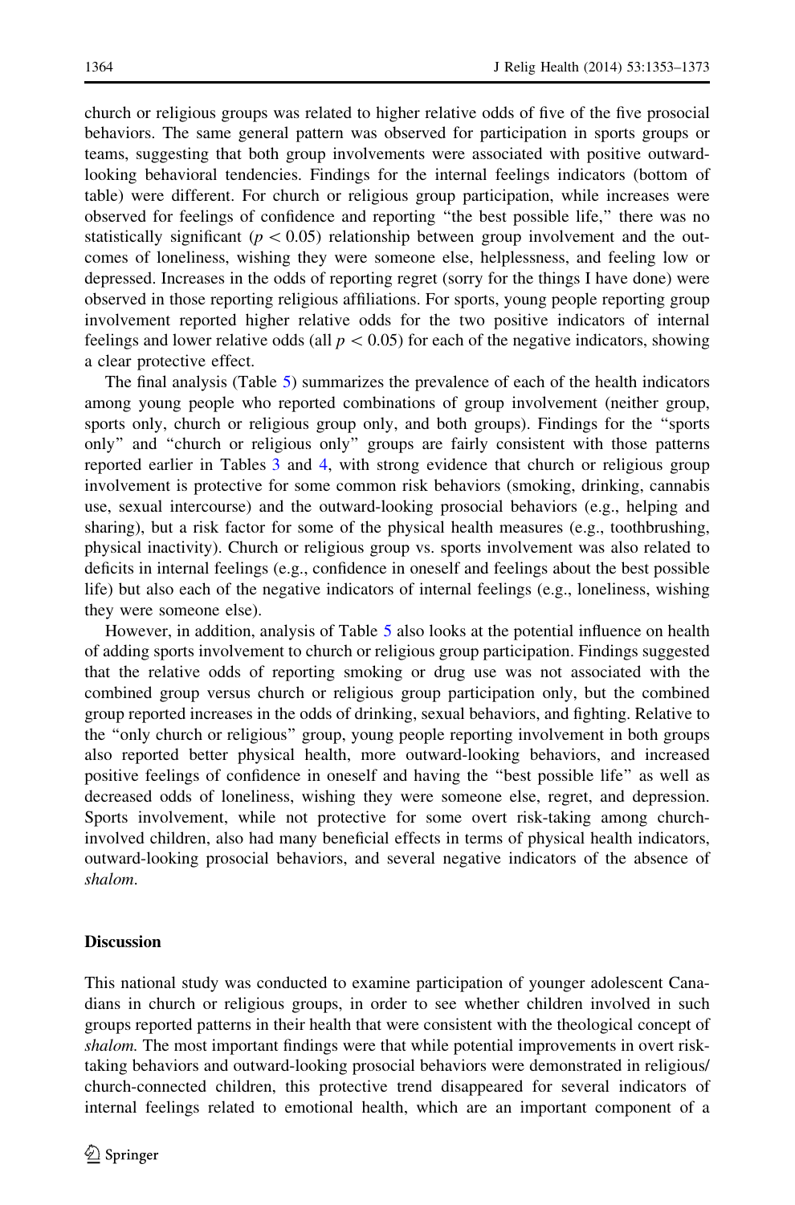church or religious groups was related to higher relative odds of five of the five prosocial behaviors. The same general pattern was observed for participation in sports groups or teams, suggesting that both group involvements were associated with positive outward-looking behavioral tendencies. Findings for the internal feelings indicators (bottom of table) were different. For church or religious group participation, while increases were observed for feelings of confidence and reporting "the best possible life," there was no statistically significant ($p < 0.05$) relationship between group involvement and the outcomes of loneliness, wishing they were someone else, helplessness, and feeling low or depressed. Increases in the odds of reporting regret (sorry for the things I have done) were observed in those reporting religious affiliations. For sports, young people reporting group involvement reported higher relative odds for the two positive indicators of internal feelings and lower relative odds (all $p < 0.05$) for each of the negative indicators, showing a clear protective effect.

The final analysis (Table 5) summarizes the prevalence of each of the health indicators among young people who reported combinations of group involvement (neither group, sports only, church or religious group only, and both groups). Findings for the "sports only" and "church or religious only" groups are fairly consistent with those patterns reported earlier in Tables 3 and 4, with strong evidence that church or religious group involvement is protective for some common risk behaviors (smoking, drinking, cannabis use, sexual intercourse) and the outward-looking prosocial behaviors (e.g., helping and sharing), but a risk factor for some of the physical health measures (e.g., toothbrushing, physical inactivity). Church or religious group vs. sports involvement was also related to deficits in internal feelings (e.g., confidence in oneself and feelings about the best possible life) but also each of the negative indicators of internal feelings (e.g., loneliness, wishing they were someone else).

However, in addition, analysis of Table 5 also looks at the potential influence on health of adding sports involvement to church or religious group participation. Findings suggested that the relative odds of reporting smoking or drug use was not associated with the combined group versus church or religious group participation only, but the combined group reported increases in the odds of drinking, sexual behaviors, and fighting. Relative to the "only church or religious" group, young people reporting involvement in both groups also reported better physical health, more outward-looking behaviors, and increased positive feelings of confidence in oneself and having the "best possible life" as well as decreased odds of loneliness, wishing they were someone else, regret, and depression. Sports involvement, while not protective for some overt risk-taking among church-involved children, also had many beneficial effects in terms of physical health indicators, outward-looking prosocial behaviors, and several negative indicators of the absence of *shalom*.

## Discussion

This national study was conducted to examine participation of younger adolescent Canadians in church or religious groups, in order to see whether children involved in such groups reported patterns in their health that were consistent with the theological concept of *shalom*. The most important findings were that while potential improvements in overt risk-taking behaviors and outward-looking prosocial behaviors were demonstrated in religious/church-connected children, this protective trend disappeared for several indicators of internal feelings related to emotional health, which are an important component of a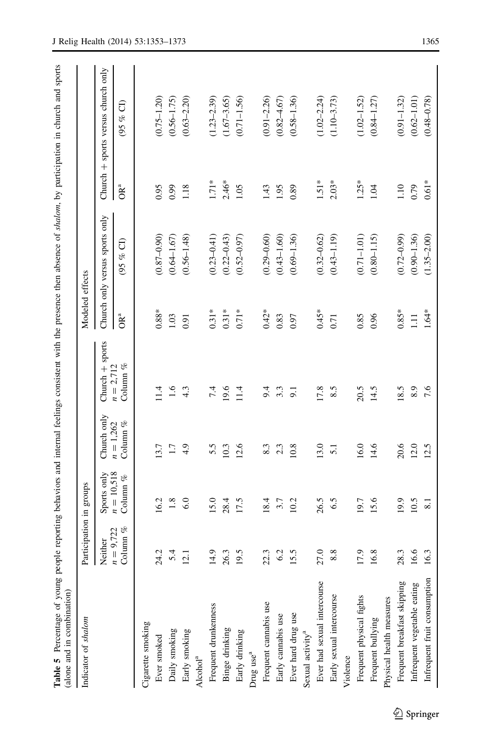**Table 5** Percentage of young people reporting behaviors and internal feelings consistent with the presence then absence of *shalom*, by participation in church and sports (alone and in combination)

| Indicator of *shalom* | Participation in groups | | | | Modeled effects | | | |
|---|---|---|---|---|---|---|---|---|
| | Neither $n = 9{,}722$ Column % | Sports only $n = 10{,}518$ Column % | Church only $n = 1{,}262$ Column % | Church + sports $n = 2{,}712$ Column % | Church only versus sports only | | Church + sports versus church only | |
| | | | | | OR[a] | (95 % CI) | OR[a] | (95 % CI) |
| Cigarette smoking | | | | | | | | |
| Ever smoked | 24.2 | 16.2 | 13.7 | 11.4 | 0.88* | (0.87–0.90) | 0.95 | (0.75–1.20) |
| Daily smoking | 5.4 | 1.8 | 1.7 | 1.6 | 1.03 | (0.64–1.67) | 0.99 | (0.56–1.75) |
| Early smoking | 12.1 | 6.0 | 4.9 | 4.3 | 0.91 | (0.56–1.48) | 1.18 | (0.63–2.20) |
| Alcohol[a] | | | | | | | | |
| Frequent drunkenness | 14.9 | 15.0 | 5.5 | 7.4 | 0.31* | (0.23–0.41) | 1.71* | (1.23–2.39) |
| Binge drinking | 26.3 | 28.4 | 10.3 | 19.6 | 0.31* | (0.22–0.43) | 2.46* | (1.67–3.65) |
| Early drinking | 19.5 | 17.5 | 12.6 | 11.4 | 0.71* | (0.52–0.97) | 1.05 | (0.71–1.56) |
| Drug use[a] | | | | | | | | |
| Frequent cannabis use | 22.3 | 18.4 | 8.3 | 9.4 | 0.42* | (0.29–0.60) | 1.43 | (0.91–2.26) |
| Early cannabis use | 6.2 | 3.7 | 2.3 | 3.3 | 0.83 | (0.43–1.60) | 1.95 | (0.82–4.67) |
| Ever hard drug use | 15.5 | 10.2 | 10.8 | 9.1 | 0.97 | (0.69–1.36) | 0.89 | (0.58–1.36) |
| Sexual activity[a] | | | | | | | | |
| Ever had sexual intercourse | 27.0 | 26.5 | 13.0 | 17.8 | 0.45* | (0.32–0.62) | 1.51* | (1.02–2.24) |
| Early sexual intercourse | 8.8 | 6.5 | 5.1 | 8.5 | 0.71 | (0.43–1.19) | 2.03* | (1.10–3.73) |
| Violence | | | | | | | | |
| Frequent physical fights | 17.9 | 19.7 | 16.0 | 20.5 | 0.85 | (0.71–1.01) | 1.25* | (1.02–1.52) |
| Frequent bullying | 16.8 | 15.6 | 14.6 | 14.5 | 0.96 | (0.80–1.15) | 1.04 | (0.84–1.27) |
| Physical health measures | | | | | | | | |
| Frequent breakfast skipping | 28.3 | 19.9 | 20.6 | 18.5 | 0.85* | (0.72–0.99) | 1.10 | (0.91–1.32) |
| Infrequent vegetable eating | 16.6 | 10.5 | 12.0 | 8.9 | 1.11 | (0.90–1.36) | 0.79 | (0.62–1.01) |
| Infrequent fruit consumption | 16.3 | 8.1 | 12.5 | 7.6 | 1.64* | (1.35–2.00) | 0.61* | (0.48–0.78) |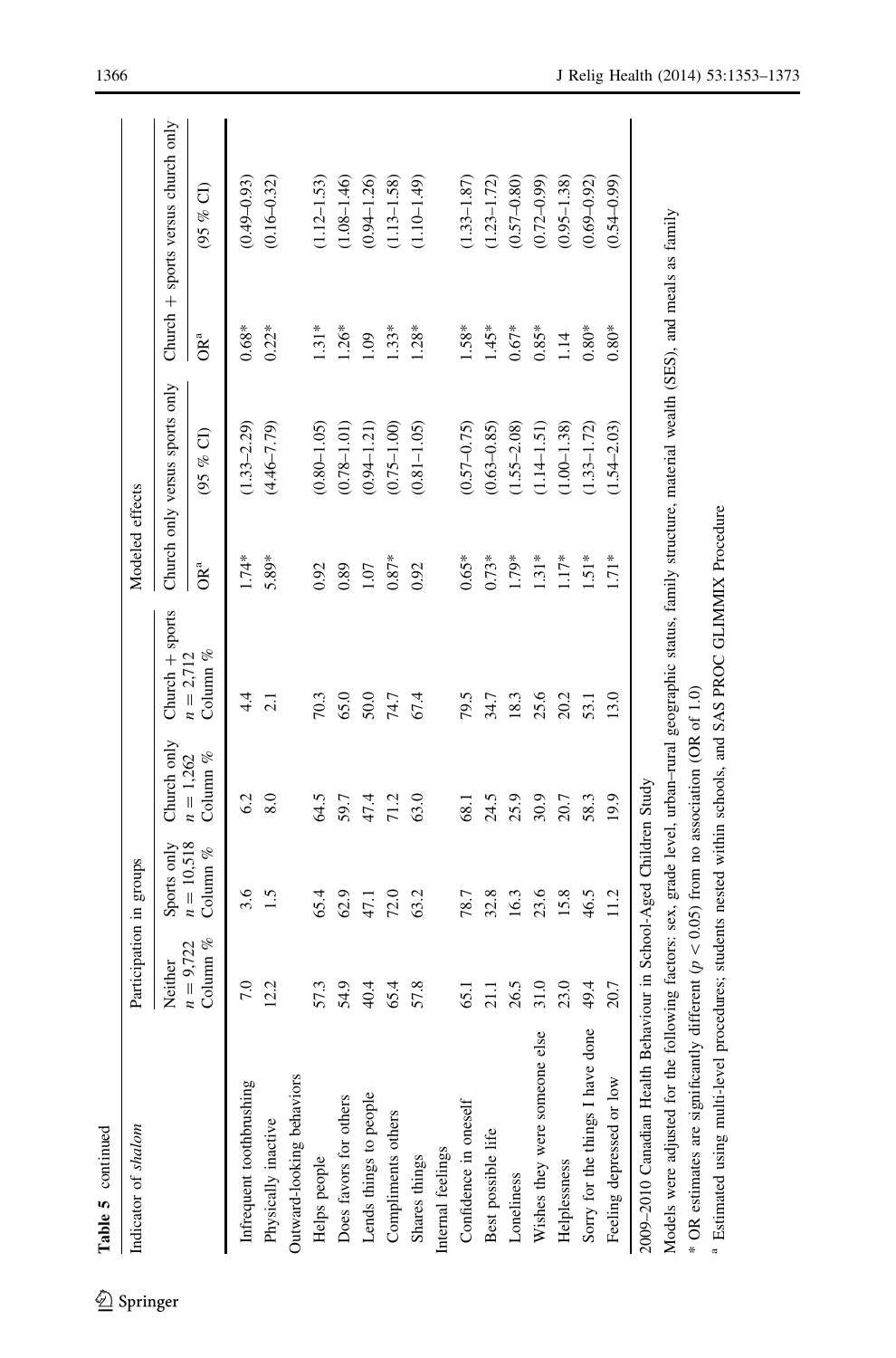**Table 5** continued

| Indicator of *shalom* | Participation in groups | | | | Modeled effects | | | |
|---|---|---|---|---|---|---|---|---|
| | Neither $n = 9,722$ Column % | Sports only $n = 10,518$ Column % | Church only $n = 1,262$ Column % | Church + sports $n = 2,712$ Column % | Church only versus sports only | | Church + sports versus church only | |
| | | | | | OR[a] | (95 % CI) | OR[a] | (95 % CI) |
| Infrequent toothbrushing | 7.0 | 3.6 | 6.2 | 4.4 | 1.74* | (1.33–2.29) | 0.68* | (0.49–0.93) |
| Physically inactive | 12.2 | 1.5 | 8.0 | 2.1 | 5.89* | (4.46–7.79) | 0.22* | (0.16–0.32) |
| Outward-looking behaviors | | | | | | | | |
| Helps people | 57.3 | 65.4 | 64.5 | 70.3 | 0.92 | (0.80–1.05) | 1.31* | (1.12–1.53) |
| Does favors for others | 54.9 | 62.9 | 59.7 | 65.0 | 0.89 | (0.78–1.01) | 1.26* | (1.08–1.46) |
| Lends things to people | 40.4 | 47.1 | 47.4 | 50.0 | 1.07 | (0.94–1.21) | 1.09 | (0.94–1.26) |
| Compliments others | 65.4 | 72.0 | 71.2 | 74.7 | 0.87* | (0.75–1.00) | 1.33* | (1.13–1.58) |
| Shares things | 57.8 | 63.2 | 63.0 | 67.4 | 0.92 | (0.81–1.05) | 1.28* | (1.10–1.49) |
| Internal feelings | | | | | | | | |
| Confidence in oneself | 65.1 | 78.7 | 68.1 | 79.5 | 0.65* | (0.57–0.75) | 1.58* | (1.33–1.87) |
| Best possible life | 21.1 | 32.8 | 24.5 | 34.7 | 0.73* | (0.63–0.85) | 1.45* | (1.23–1.72) |
| Loneliness | 26.5 | 16.3 | 25.9 | 18.3 | 1.79* | (1.55–2.08) | 0.67* | (0.57–0.80) |
| Wishes they were someone else | 31.0 | 23.6 | 30.9 | 25.6 | 1.31* | (1.14–1.51) | 0.85* | (0.72–0.99) |
| Helplessness | 23.0 | 15.8 | 20.7 | 20.2 | 1.17* | (1.00–1.38) | 1.14 | (0.95–1.38) |
| Sorry for the things I have done | 49.4 | 46.5 | 58.3 | 53.1 | 1.51* | (1.33–1.72) | 0.80* | (0.69–0.92) |
| Feeling depressed or low | 20.7 | 11.2 | 19.9 | 13.0 | 1.71* | (1.54–2.03) | 0.80* | (0.54–0.99) |

2009–2010 Canadian Health Behaviour in School-Aged Children Study

Models were adjusted for the following factors: sex, grade level, urban–rural geographic status, family structure, material wealth (SES), and meals as family

\* OR estimates are significantly different ($p < 0.05$) from no association (OR of 1.0)

[a] Estimated using multi-level procedures; students nested within schools, and SAS PROC GLIMMIX Procedure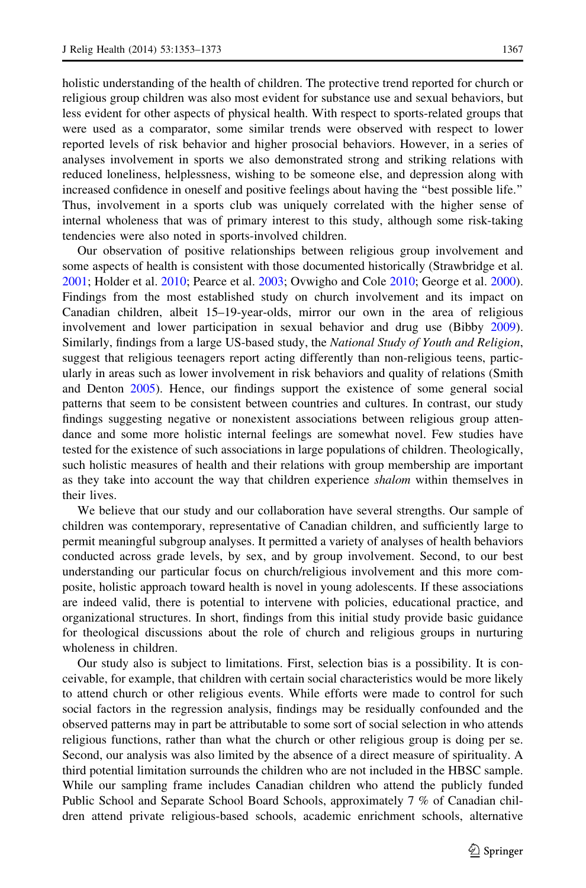holistic understanding of the health of children. The protective trend reported for church or religious group children was also most evident for substance use and sexual behaviors, but less evident for other aspects of physical health. With respect to sports-related groups that were used as a comparator, some similar trends were observed with respect to lower reported levels of risk behavior and higher prosocial behaviors. However, in a series of analyses involvement in sports we also demonstrated strong and striking relations with reduced loneliness, helplessness, wishing to be someone else, and depression along with increased confidence in oneself and positive feelings about having the "best possible life." Thus, involvement in a sports club was uniquely correlated with the higher sense of internal wholeness that was of primary interest to this study, although some risk-taking tendencies were also noted in sports-involved children.

Our observation of positive relationships between religious group involvement and some aspects of health is consistent with those documented historically (Strawbridge et al. 2001; Holder et al. 2010; Pearce et al. 2003; Ovwigho and Cole 2010; George et al. 2000). Findings from the most established study on church involvement and its impact on Canadian children, albeit 15–19-year-olds, mirror our own in the area of religious involvement and lower participation in sexual behavior and drug use (Bibby 2009). Similarly, findings from a large US-based study, the *National Study of Youth and Religion*, suggest that religious teenagers report acting differently than non-religious teens, particularly in areas such as lower involvement in risk behaviors and quality of relations (Smith and Denton 2005). Hence, our findings support the existence of some general social patterns that seem to be consistent between countries and cultures. In contrast, our study findings suggesting negative or nonexistent associations between religious group attendance and some more holistic internal feelings are somewhat novel. Few studies have tested for the existence of such associations in large populations of children. Theologically, such holistic measures of health and their relations with group membership are important as they take into account the way that children experience *shalom* within themselves in their lives.

We believe that our study and our collaboration have several strengths. Our sample of children was contemporary, representative of Canadian children, and sufficiently large to permit meaningful subgroup analyses. It permitted a variety of analyses of health behaviors conducted across grade levels, by sex, and by group involvement. Second, to our best understanding our particular focus on church/religious involvement and this more composite, holistic approach toward health is novel in young adolescents. If these associations are indeed valid, there is potential to intervene with policies, educational practice, and organizational structures. In short, findings from this initial study provide basic guidance for theological discussions about the role of church and religious groups in nurturing wholeness in children.

Our study also is subject to limitations. First, selection bias is a possibility. It is conceivable, for example, that children with certain social characteristics would be more likely to attend church or other religious events. While efforts were made to control for such social factors in the regression analysis, findings may be residually confounded and the observed patterns may in part be attributable to some sort of social selection in who attends religious functions, rather than what the church or other religious group is doing per se. Second, our analysis was also limited by the absence of a direct measure of spirituality. A third potential limitation surrounds the children who are not included in the HBSC sample. While our sampling frame includes Canadian children who attend the publicly funded Public School and Separate School Board Schools, approximately 7 % of Canadian children attend private religious-based schools, academic enrichment schools, alternative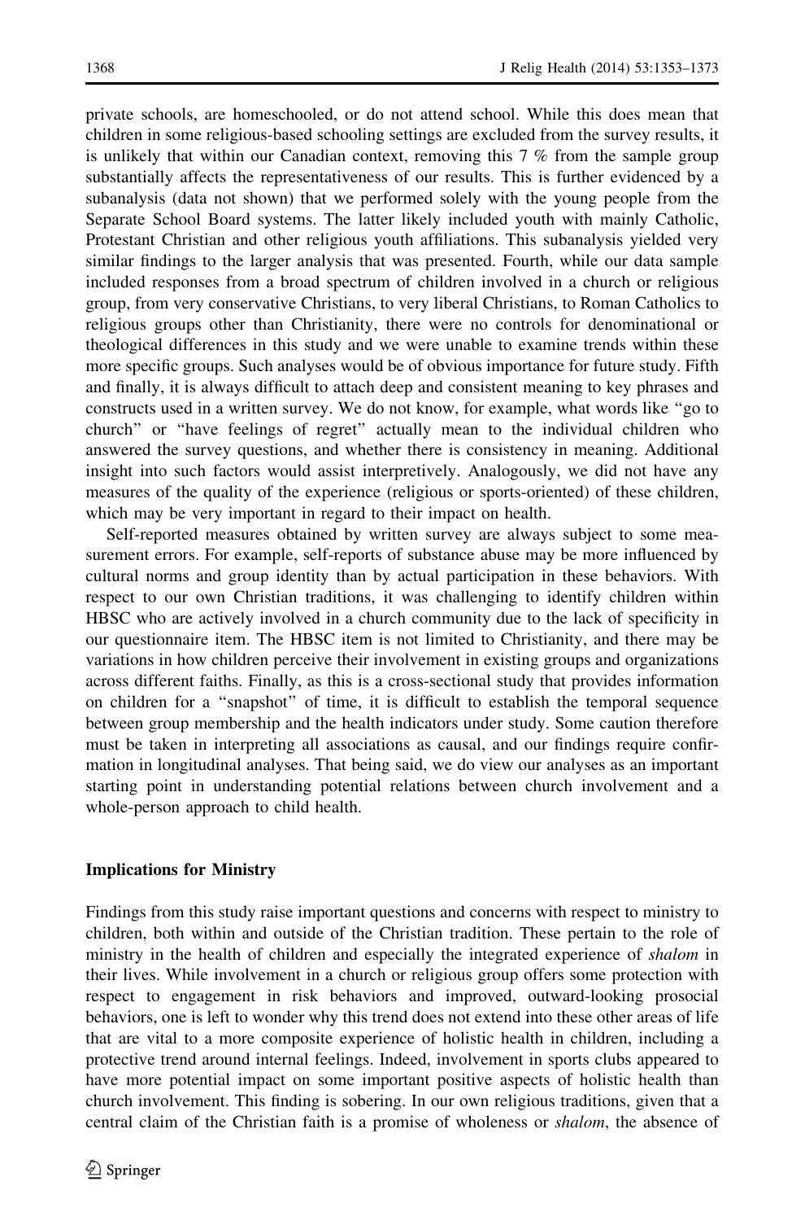private schools, are homeschooled, or do not attend school. While this does mean that children in some religious-based schooling settings are excluded from the survey results, it is unlikely that within our Canadian context, removing this 7 % from the sample group substantially affects the representativeness of our results. This is further evidenced by a subanalysis (data not shown) that we performed solely with the young people from the Separate School Board systems. The latter likely included youth with mainly Catholic, Protestant Christian and other religious youth affiliations. This subanalysis yielded very similar findings to the larger analysis that was presented. Fourth, while our data sample included responses from a broad spectrum of children involved in a church or religious group, from very conservative Christians, to very liberal Christians, to Roman Catholics to religious groups other than Christianity, there were no controls for denominational or theological differences in this study and we were unable to examine trends within these more specific groups. Such analyses would be of obvious importance for future study. Fifth and finally, it is always difficult to attach deep and consistent meaning to key phrases and constructs used in a written survey. We do not know, for example, what words like "go to church" or "have feelings of regret" actually mean to the individual children who answered the survey questions, and whether there is consistency in meaning. Additional insight into such factors would assist interpretively. Analogously, we did not have any measures of the quality of the experience (religious or sports-oriented) of these children, which may be very important in regard to their impact on health.

Self-reported measures obtained by written survey are always subject to some measurement errors. For example, self-reports of substance abuse may be more influenced by cultural norms and group identity than by actual participation in these behaviors. With respect to our own Christian traditions, it was challenging to identify children within HBSC who are actively involved in a church community due to the lack of specificity in our questionnaire item. The HBSC item is not limited to Christianity, and there may be variations in how children perceive their involvement in existing groups and organizations across different faiths. Finally, as this is a cross-sectional study that provides information on children for a "snapshot" of time, it is difficult to establish the temporal sequence between group membership and the health indicators under study. Some caution therefore must be taken in interpreting all associations as causal, and our findings require confirmation in longitudinal analyses. That being said, we do view our analyses as an important starting point in understanding potential relations between church involvement and a whole-person approach to child health.

## Implications for Ministry

Findings from this study raise important questions and concerns with respect to ministry to children, both within and outside of the Christian tradition. These pertain to the role of ministry in the health of children and especially the integrated experience of *shalom* in their lives. While involvement in a church or religious group offers some protection with respect to engagement in risk behaviors and improved, outward-looking prosocial behaviors, one is left to wonder why this trend does not extend into these other areas of life that are vital to a more composite experience of holistic health in children, including a protective trend around internal feelings. Indeed, involvement in sports clubs appeared to have more potential impact on some important positive aspects of holistic health than church involvement. This finding is sobering. In our own religious traditions, given that a central claim of the Christian faith is a promise of wholeness or *shalom*, the absence of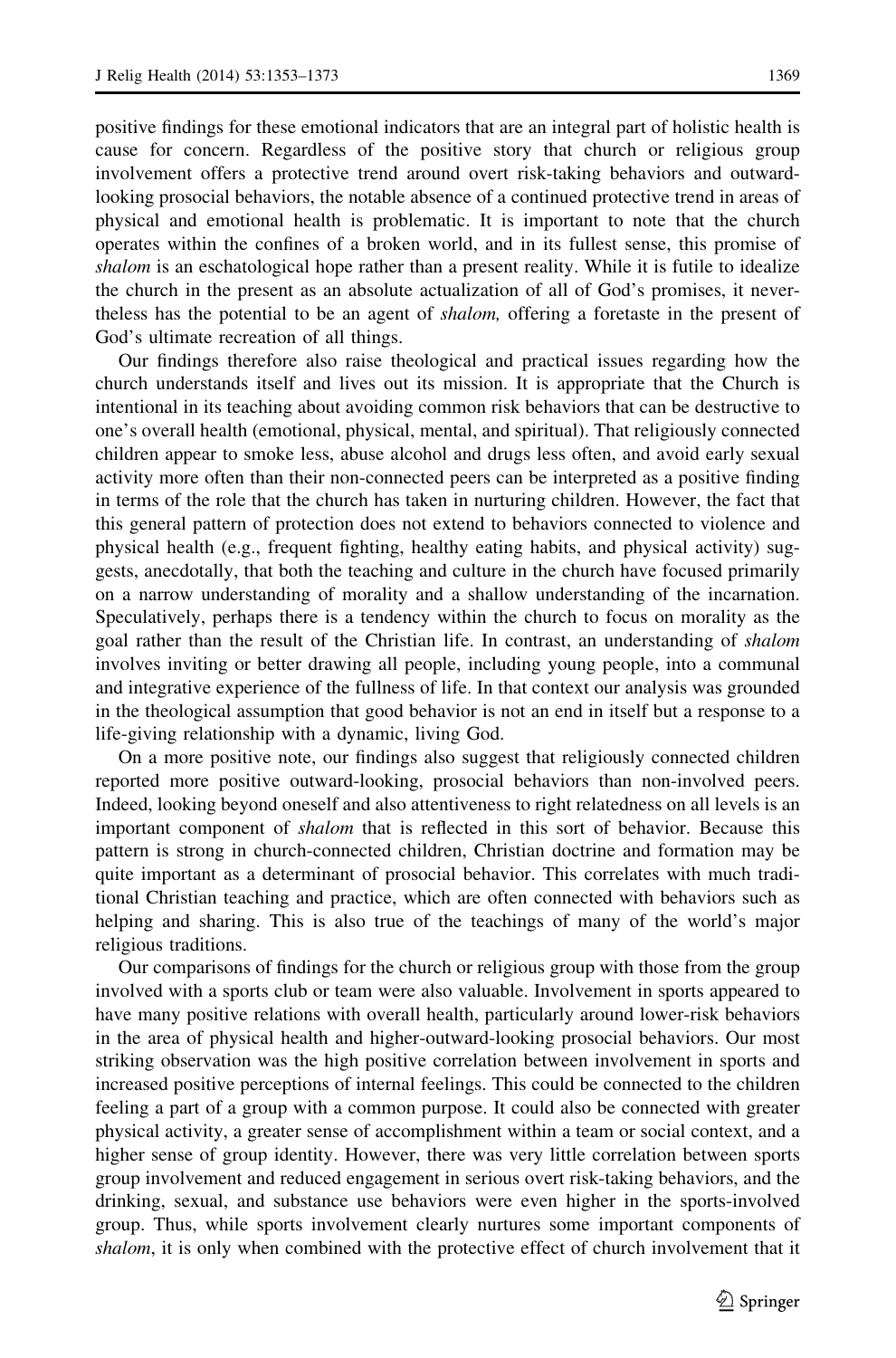positive findings for these emotional indicators that are an integral part of holistic health is cause for concern. Regardless of the positive story that church or religious group involvement offers a protective trend around overt risk-taking behaviors and outward-looking prosocial behaviors, the notable absence of a continued protective trend in areas of physical and emotional health is problematic. It is important to note that the church operates within the confines of a broken world, and in its fullest sense, this promise of *shalom* is an eschatological hope rather than a present reality. While it is futile to idealize the church in the present as an absolute actualization of all of God's promises, it nevertheless has the potential to be an agent of *shalom,* offering a foretaste in the present of God's ultimate recreation of all things.

Our findings therefore also raise theological and practical issues regarding how the church understands itself and lives out its mission. It is appropriate that the Church is intentional in its teaching about avoiding common risk behaviors that can be destructive to one's overall health (emotional, physical, mental, and spiritual). That religiously connected children appear to smoke less, abuse alcohol and drugs less often, and avoid early sexual activity more often than their non-connected peers can be interpreted as a positive finding in terms of the role that the church has taken in nurturing children. However, the fact that this general pattern of protection does not extend to behaviors connected to violence and physical health (e.g., frequent fighting, healthy eating habits, and physical activity) suggests, anecdotally, that both the teaching and culture in the church have focused primarily on a narrow understanding of morality and a shallow understanding of the incarnation. Speculatively, perhaps there is a tendency within the church to focus on morality as the goal rather than the result of the Christian life. In contrast, an understanding of *shalom* involves inviting or better drawing all people, including young people, into a communal and integrative experience of the fullness of life. In that context our analysis was grounded in the theological assumption that good behavior is not an end in itself but a response to a life-giving relationship with a dynamic, living God.

On a more positive note, our findings also suggest that religiously connected children reported more positive outward-looking, prosocial behaviors than non-involved peers. Indeed, looking beyond oneself and also attentiveness to right relatedness on all levels is an important component of *shalom* that is reflected in this sort of behavior. Because this pattern is strong in church-connected children, Christian doctrine and formation may be quite important as a determinant of prosocial behavior. This correlates with much traditional Christian teaching and practice, which are often connected with behaviors such as helping and sharing. This is also true of the teachings of many of the world's major religious traditions.

Our comparisons of findings for the church or religious group with those from the group involved with a sports club or team were also valuable. Involvement in sports appeared to have many positive relations with overall health, particularly around lower-risk behaviors in the area of physical health and higher-outward-looking prosocial behaviors. Our most striking observation was the high positive correlation between involvement in sports and increased positive perceptions of internal feelings. This could be connected to the children feeling a part of a group with a common purpose. It could also be connected with greater physical activity, a greater sense of accomplishment within a team or social context, and a higher sense of group identity. However, there was very little correlation between sports group involvement and reduced engagement in serious overt risk-taking behaviors, and the drinking, sexual, and substance use behaviors were even higher in the sports-involved group. Thus, while sports involvement clearly nurtures some important components of *shalom*, it is only when combined with the protective effect of church involvement that it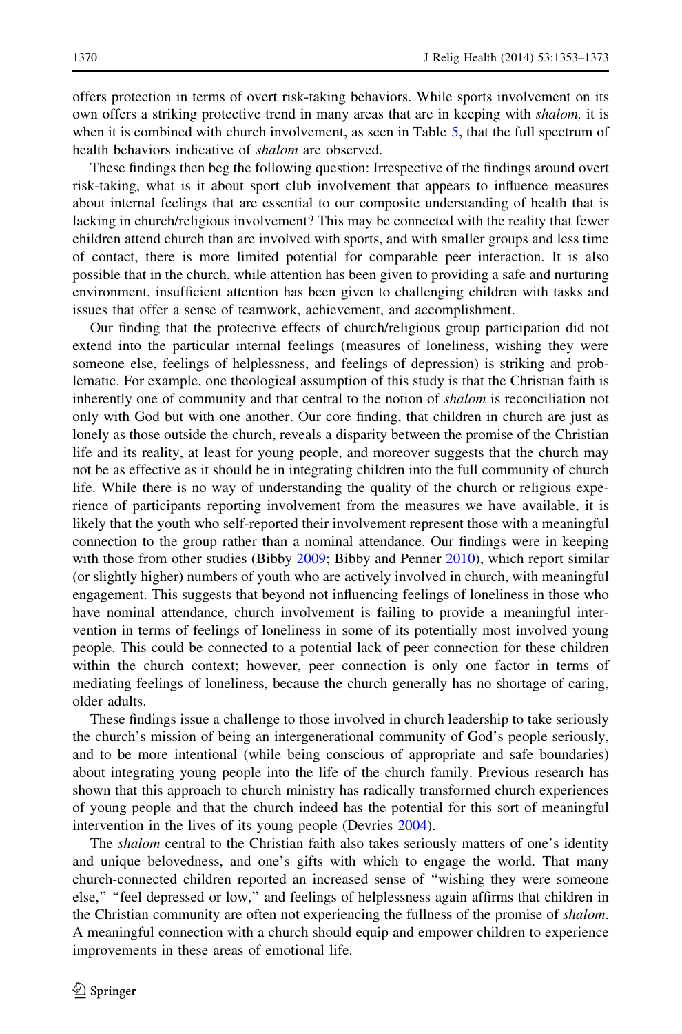offers protection in terms of overt risk-taking behaviors. While sports involvement on its own offers a striking protective trend in many areas that are in keeping with *shalom,* it is when it is combined with church involvement, as seen in Table 5, that the full spectrum of health behaviors indicative of *shalom* are observed.

These findings then beg the following question: Irrespective of the findings around overt risk-taking, what is it about sport club involvement that appears to influence measures about internal feelings that are essential to our composite understanding of health that is lacking in church/religious involvement? This may be connected with the reality that fewer children attend church than are involved with sports, and with smaller groups and less time of contact, there is more limited potential for comparable peer interaction. It is also possible that in the church, while attention has been given to providing a safe and nurturing environment, insufficient attention has been given to challenging children with tasks and issues that offer a sense of teamwork, achievement, and accomplishment.

Our finding that the protective effects of church/religious group participation did not extend into the particular internal feelings (measures of loneliness, wishing they were someone else, feelings of helplessness, and feelings of depression) is striking and problematic. For example, one theological assumption of this study is that the Christian faith is inherently one of community and that central to the notion of *shalom* is reconciliation not only with God but with one another. Our core finding, that children in church are just as lonely as those outside the church, reveals a disparity between the promise of the Christian life and its reality, at least for young people, and moreover suggests that the church may not be as effective as it should be in integrating children into the full community of church life. While there is no way of understanding the quality of the church or religious experience of participants reporting involvement from the measures we have available, it is likely that the youth who self-reported their involvement represent those with a meaningful connection to the group rather than a nominal attendance. Our findings were in keeping with those from other studies (Bibby 2009; Bibby and Penner 2010), which report similar (or slightly higher) numbers of youth who are actively involved in church, with meaningful engagement. This suggests that beyond not influencing feelings of loneliness in those who have nominal attendance, church involvement is failing to provide a meaningful intervention in terms of feelings of loneliness in some of its potentially most involved young people. This could be connected to a potential lack of peer connection for these children within the church context; however, peer connection is only one factor in terms of mediating feelings of loneliness, because the church generally has no shortage of caring, older adults.

These findings issue a challenge to those involved in church leadership to take seriously the church's mission of being an intergenerational community of God's people seriously, and to be more intentional (while being conscious of appropriate and safe boundaries) about integrating young people into the life of the church family. Previous research has shown that this approach to church ministry has radically transformed church experiences of young people and that the church indeed has the potential for this sort of meaningful intervention in the lives of its young people (Devries 2004).

The *shalom* central to the Christian faith also takes seriously matters of one's identity and unique belovedness, and one's gifts with which to engage the world. That many church-connected children reported an increased sense of "wishing they were someone else," "feel depressed or low," and feelings of helplessness again affirms that children in the Christian community are often not experiencing the fullness of the promise of *shalom*. A meaningful connection with a church should equip and empower children to experience improvements in these areas of emotional life.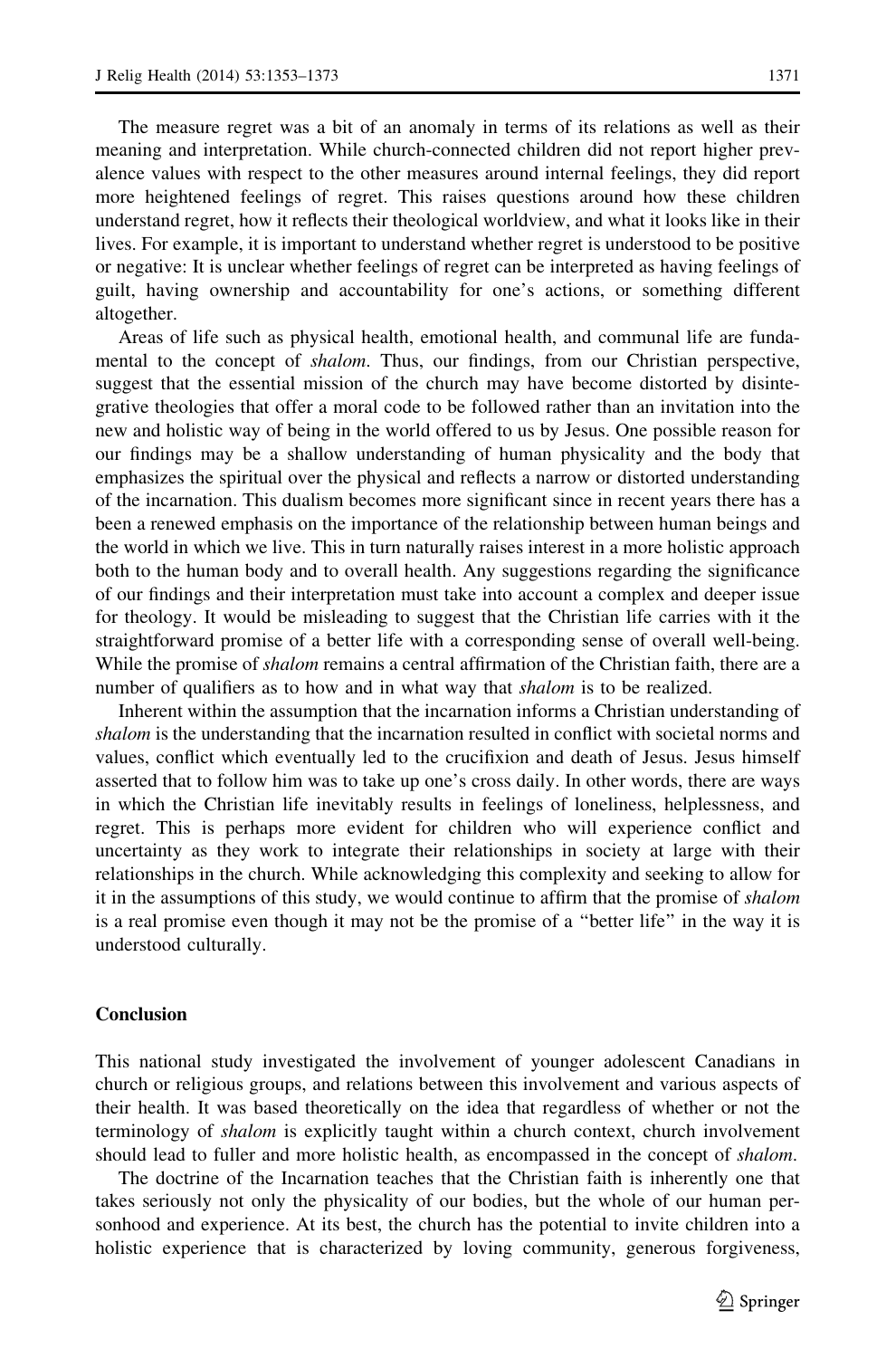The measure regret was a bit of an anomaly in terms of its relations as well as their meaning and interpretation. While church-connected children did not report higher prevalence values with respect to the other measures around internal feelings, they did report more heightened feelings of regret. This raises questions around how these children understand regret, how it reflects their theological worldview, and what it looks like in their lives. For example, it is important to understand whether regret is understood to be positive or negative: It is unclear whether feelings of regret can be interpreted as having feelings of guilt, having ownership and accountability for one's actions, or something different altogether.

Areas of life such as physical health, emotional health, and communal life are fundamental to the concept of *shalom*. Thus, our findings, from our Christian perspective, suggest that the essential mission of the church may have become distorted by disintegrative theologies that offer a moral code to be followed rather than an invitation into the new and holistic way of being in the world offered to us by Jesus. One possible reason for our findings may be a shallow understanding of human physicality and the body that emphasizes the spiritual over the physical and reflects a narrow or distorted understanding of the incarnation. This dualism becomes more significant since in recent years there has a been a renewed emphasis on the importance of the relationship between human beings and the world in which we live. This in turn naturally raises interest in a more holistic approach both to the human body and to overall health. Any suggestions regarding the significance of our findings and their interpretation must take into account a complex and deeper issue for theology. It would be misleading to suggest that the Christian life carries with it the straightforward promise of a better life with a corresponding sense of overall well-being. While the promise of *shalom* remains a central affirmation of the Christian faith, there are a number of qualifiers as to how and in what way that *shalom* is to be realized.

Inherent within the assumption that the incarnation informs a Christian understanding of *shalom* is the understanding that the incarnation resulted in conflict with societal norms and values, conflict which eventually led to the crucifixion and death of Jesus. Jesus himself asserted that to follow him was to take up one's cross daily. In other words, there are ways in which the Christian life inevitably results in feelings of loneliness, helplessness, and regret. This is perhaps more evident for children who will experience conflict and uncertainty as they work to integrate their relationships in society at large with their relationships in the church. While acknowledging this complexity and seeking to allow for it in the assumptions of this study, we would continue to affirm that the promise of *shalom* is a real promise even though it may not be the promise of a "better life" in the way it is understood culturally.

## Conclusion

This national study investigated the involvement of younger adolescent Canadians in church or religious groups, and relations between this involvement and various aspects of their health. It was based theoretically on the idea that regardless of whether or not the terminology of *shalom* is explicitly taught within a church context, church involvement should lead to fuller and more holistic health, as encompassed in the concept of *shalom*.

The doctrine of the Incarnation teaches that the Christian faith is inherently one that takes seriously not only the physicality of our bodies, but the whole of our human personhood and experience. At its best, the church has the potential to invite children into a holistic experience that is characterized by loving community, generous forgiveness,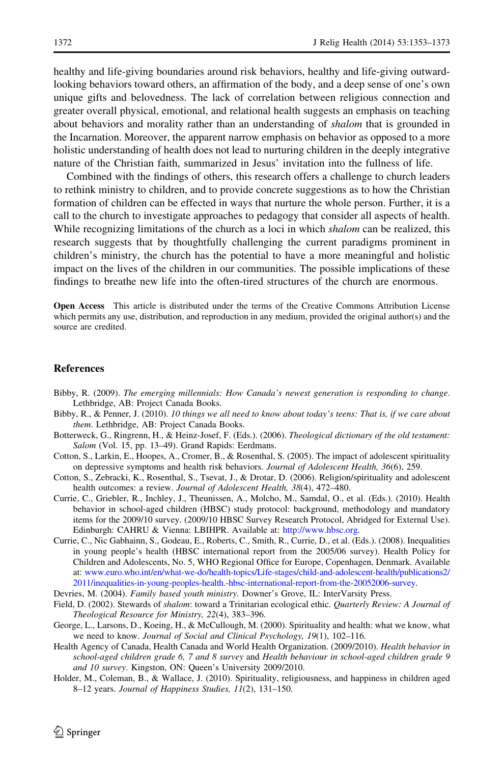healthy and life-giving boundaries around risk behaviors, healthy and life-giving outward-looking behaviors toward others, an affirmation of the body, and a deep sense of one's own unique gifts and belovedness. The lack of correlation between religious connection and greater overall physical, emotional, and relational health suggests an emphasis on teaching about behaviors and morality rather than an understanding of *shalom* that is grounded in the Incarnation. Moreover, the apparent narrow emphasis on behavior as opposed to a more holistic understanding of health does not lead to nurturing children in the deeply integrative nature of the Christian faith, summarized in Jesus' invitation into the fullness of life.

Combined with the findings of others, this research offers a challenge to church leaders to rethink ministry to children, and to provide concrete suggestions as to how the Christian formation of children can be effected in ways that nurture the whole person. Further, it is a call to the church to investigate approaches to pedagogy that consider all aspects of health. While recognizing limitations of the church as a loci in which *shalom* can be realized, this research suggests that by thoughtfully challenging the current paradigms prominent in children's ministry, the church has the potential to have a more meaningful and holistic impact on the lives of the children in our communities. The possible implications of these findings to breathe new life into the often-tired structures of the church are enormous.

**Open Access** This article is distributed under the terms of the Creative Commons Attribution License which permits any use, distribution, and reproduction in any medium, provided the original author(s) and the source are credited.

## References

Bibby, R. (2009). *The emerging millennials: How Canada's newest generation is responding to change*. Lethbridge, AB: Project Canada Books.

Bibby, R., & Penner, J. (2010). *10 things we all need to know about today's teens: That is, if we care about them*. Lethbridge, AB: Project Canada Books.

Botterweck, G., Ringrenn, H., & Heinz-Josef, F. (Eds.). (2006). *Theological dictionary of the old testament: Salom* (Vol. 15, pp. 13–49). Grand Rapids: Eerdmans.

Cotton, S., Larkin, E., Hoopes, A., Cromer, B., & Rosenthal, S. (2005). The impact of adolescent spirituality on depressive symptoms and health risk behaviors. *Journal of Adolescent Health, 36*(6), 259.

Cotton, S., Zebracki, K., Rosenthal, S., Tsevat, J., & Drotar, D. (2006). Religion/spirituality and adolescent health outcomes: a review. *Journal of Adolescent Health, 38*(4), 472–480.

Currie, C., Griebler, R., Inchley, J., Theunissen, A., Molcho, M., Samdal, O., et al. (Eds.). (2010). Health behavior in school-aged children (HBSC) study protocol: background, methodology and mandatory items for the 2009/10 survey. (2009/10 HBSC Survey Research Protocol, Abridged for External Use). Edinburgh: CAHRU & Vienna: LBIHPR. Available at: http://www.hbsc.org.

Currie, C., Nic Gabhainn, S., Godeau, E., Roberts, C., Smith, R., Currie, D., et al. (Eds.). (2008). Inequalities in young people's health (HBSC international report from the 2005/06 survey). Health Policy for Children and Adolescents, No. 5, WHO Regional Office for Europe, Copenhagen, Denmark. Available at: www.euro.who.int/en/what-we-do/health-topics/Life-stages/child-and-adolescent-health/publications2/2011/inequalities-in-young-peoples-health.-hbsc-international-report-from-the-20052006-survey.

Devries, M. (2004). *Family based youth ministry*. Downer's Grove, IL: InterVarsity Press.

Field, D. (2002). Stewards of *shalom*: toward a Trinitarian ecological ethic. *Quarterly Review: A Journal of Theological Resource for Ministry, 22*(4), 383–396.

George, L., Larsons, D., Koeing, H., & McCullough, M. (2000). Spirituality and health: what we know, what we need to know. *Journal of Social and Clinical Psychology, 19*(1), 102–116.

Health Agency of Canada, Health Canada and World Health Organization. (2009/2010). *Health behavior in school-aged children grade 6, 7 and 8 survey* and *Health behaviour in school-aged children grade 9 and 10 survey*. Kingston, ON: Queen's University 2009/2010.

Holder, M., Coleman, B., & Wallace, J. (2010). Spirituality, religiousness, and happiness in children aged 8–12 years. *Journal of Happiness Studies, 11*(2), 131–150.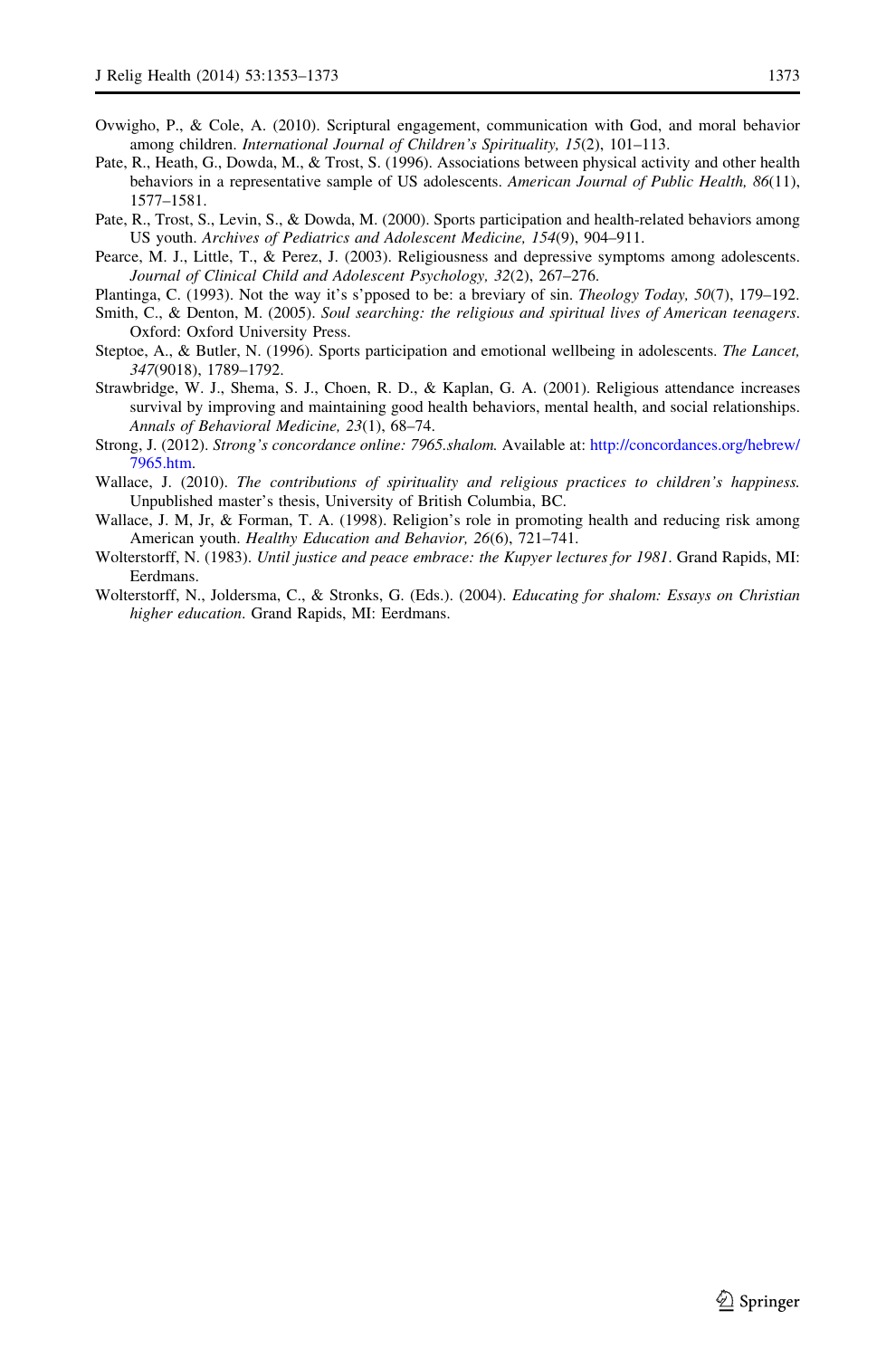Ovwigho, P., & Cole, A. (2010). Scriptural engagement, communication with God, and moral behavior among children. *International Journal of Children's Spirituality, 15*(2), 101–113.

Pate, R., Heath, G., Dowda, M., & Trost, S. (1996). Associations between physical activity and other health behaviors in a representative sample of US adolescents. *American Journal of Public Health, 86*(11), 1577–1581.

Pate, R., Trost, S., Levin, S., & Dowda, M. (2000). Sports participation and health-related behaviors among US youth. *Archives of Pediatrics and Adolescent Medicine, 154*(9), 904–911.

Pearce, M. J., Little, T., & Perez, J. (2003). Religiousness and depressive symptoms among adolescents. *Journal of Clinical Child and Adolescent Psychology, 32*(2), 267–276.

Plantinga, C. (1993). Not the way it's s'pposed to be: a breviary of sin. *Theology Today, 50*(7), 179–192.

Smith, C., & Denton, M. (2005). *Soul searching: the religious and spiritual lives of American teenagers*. Oxford: Oxford University Press.

Steptoe, A., & Butler, N. (1996). Sports participation and emotional wellbeing in adolescents. *The Lancet, 347*(9018), 1789–1792.

Strawbridge, W. J., Shema, S. J., Choen, R. D., & Kaplan, G. A. (2001). Religious attendance increases survival by improving and maintaining good health behaviors, mental health, and social relationships. *Annals of Behavioral Medicine, 23*(1), 68–74.

Strong, J. (2012). *Strong's concordance online: 7965.shalom*. Available at: http://concordances.org/hebrew/7965.htm.

Wallace, J. (2010). *The contributions of spirituality and religious practices to children's happiness*. Unpublished master's thesis, University of British Columbia, BC.

Wallace, J. M, Jr, & Forman, T. A. (1998). Religion's role in promoting health and reducing risk among American youth. *Healthy Education and Behavior, 26*(6), 721–741.

Wolterstorff, N. (1983). *Until justice and peace embrace: the Kupyer lectures for 1981*. Grand Rapids, MI: Eerdmans.

Wolterstorff, N., Joldersma, C., & Stronks, G. (Eds.). (2004). *Educating for shalom: Essays on Christian higher education*. Grand Rapids, MI: Eerdmans.